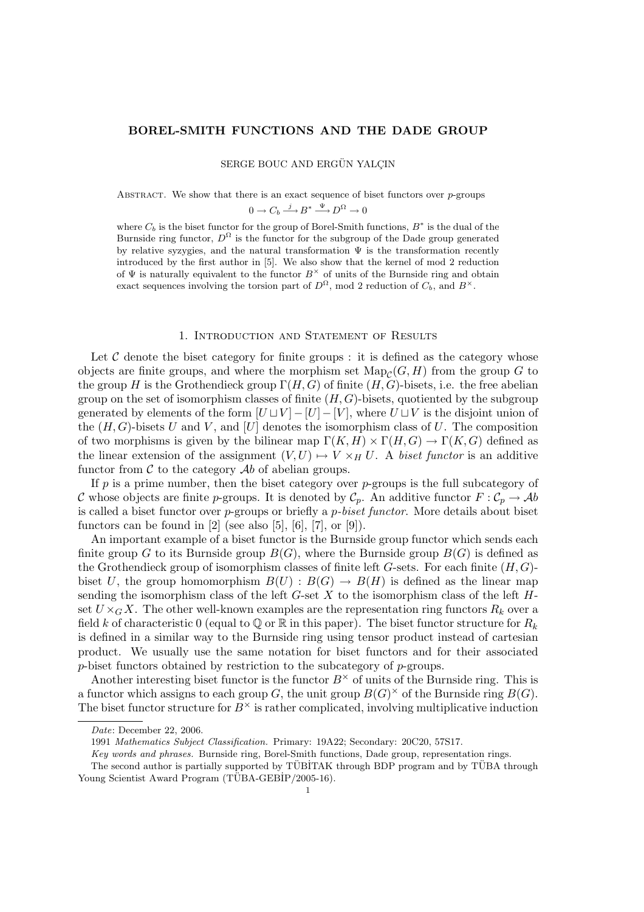# BOREL-SMITH FUNCTIONS AND THE DADE GROUP

SERGE BOUC AND ERGÜN YALÇIN

Abstract. We show that there is an exact sequence of biset functors over $p$-groups

$$0 \to C_b \xrightarrow{j} B^* \xrightarrow{\Psi} D^\Omega \to 0$$

where $C_b$ is the biset functor for the group of Borel-Smith functions, $B^*$ is the dual of the Burnside ring functor, $D^\Omega$ is the functor for the subgroup of the Dade group generated by relative syzygies, and the natural transformation $\Psi$ is the transformation recently introduced by the first author in [5]. We also show that the kernel of mod 2 reduction of $\Psi$ is naturally equivalent to the functor $B^\times$ of units of the Burnside ring and obtain exact sequences involving the torsion part of $D^\Omega$, mod 2 reduction of $C_b$, and $B^\times$.

## 1. Introduction and Statement of Results

Let $\mathcal{C}$ denote the biset category for finite groups : it is defined as the category whose objects are finite groups, and where the morphism set $\mathrm{Map}_{\mathcal{C}}(G, H)$ from the group $G$ to the group $H$ is the Grothendieck group $\Gamma(H, G)$ of finite $(H, G)$-bisets, i.e. the free abelian group on the set of isomorphism classes of finite $(H, G)$-bisets, quotiented by the subgroup generated by elements of the form $[U \sqcup V] - [U] - [V]$, where $U \sqcup V$ is the disjoint union of the $(H, G)$-bisets $U$ and $V$, and $[U]$ denotes the isomorphism class of $U$. The composition of two morphisms is given by the bilinear map $\Gamma(K, H) \times \Gamma(H, G) \to \Gamma(K, G)$ defined as the linear extension of the assignment $(V, U) \mapsto V \times_H U$. A *biset functor* is an additive functor from $\mathcal{C}$ to the category $\mathcal{A}b$ of abelian groups.

If $p$ is a prime number, then the biset category over $p$-groups is the full subcategory of $\mathcal{C}$ whose objects are finite $p$-groups. It is denoted by $\mathcal{C}_p$. An additive functor $F : \mathcal{C}_p \to \mathcal{A}b$ is called a biset functor over $p$-groups or briefly a *$p$-biset functor*. More details about biset functors can be found in [2] (see also [5], [6], [7], or [9]).

An important example of a biset functor is the Burnside group functor which sends each finite group $G$ to its Burnside group $B(G)$, where the Burnside group $B(G)$ is defined as the Grothendieck group of isomorphism classes of finite left $G$-sets. For each finite $(H, G)$-biset $U$, the group homomorphism $B(U) : B(G) \to B(H)$ is defined as the linear map sending the isomorphism class of the left $G$-set $X$ to the isomorphism class of the left $H$-set $U \times_G X$. The other well-known examples are the representation ring functors $R_k$ over a field $k$ of characteristic 0 (equal to $\mathbb{Q}$ or $\mathbb{R}$ in this paper). The biset functor structure for $R_k$ is defined in a similar way to the Burnside ring using tensor product instead of cartesian product. We usually use the same notation for biset functors and for their associated $p$-biset functors obtained by restriction to the subcategory of $p$-groups.

Another interesting biset functor is the functor $B^\times$ of units of the Burnside ring. This is a functor which assigns to each group $G$, the unit group $B(G)^\times$ of the Burnside ring $B(G)$. The biset functor structure for $B^\times$ is rather complicated, involving multiplicative induction

*Date*: December 22, 2006.

1991 *Mathematics Subject Classification.* Primary: 19A22; Secondary: 20C20, 57S17.

*Key words and phrases.* Burnside ring, Borel-Smith functions, Dade group, representation rings.

The second author is partially supported by TÜBİTAK through BDP program and by TÜBA through Young Scientist Award Program (TÜBA-GEBİP/2005-16).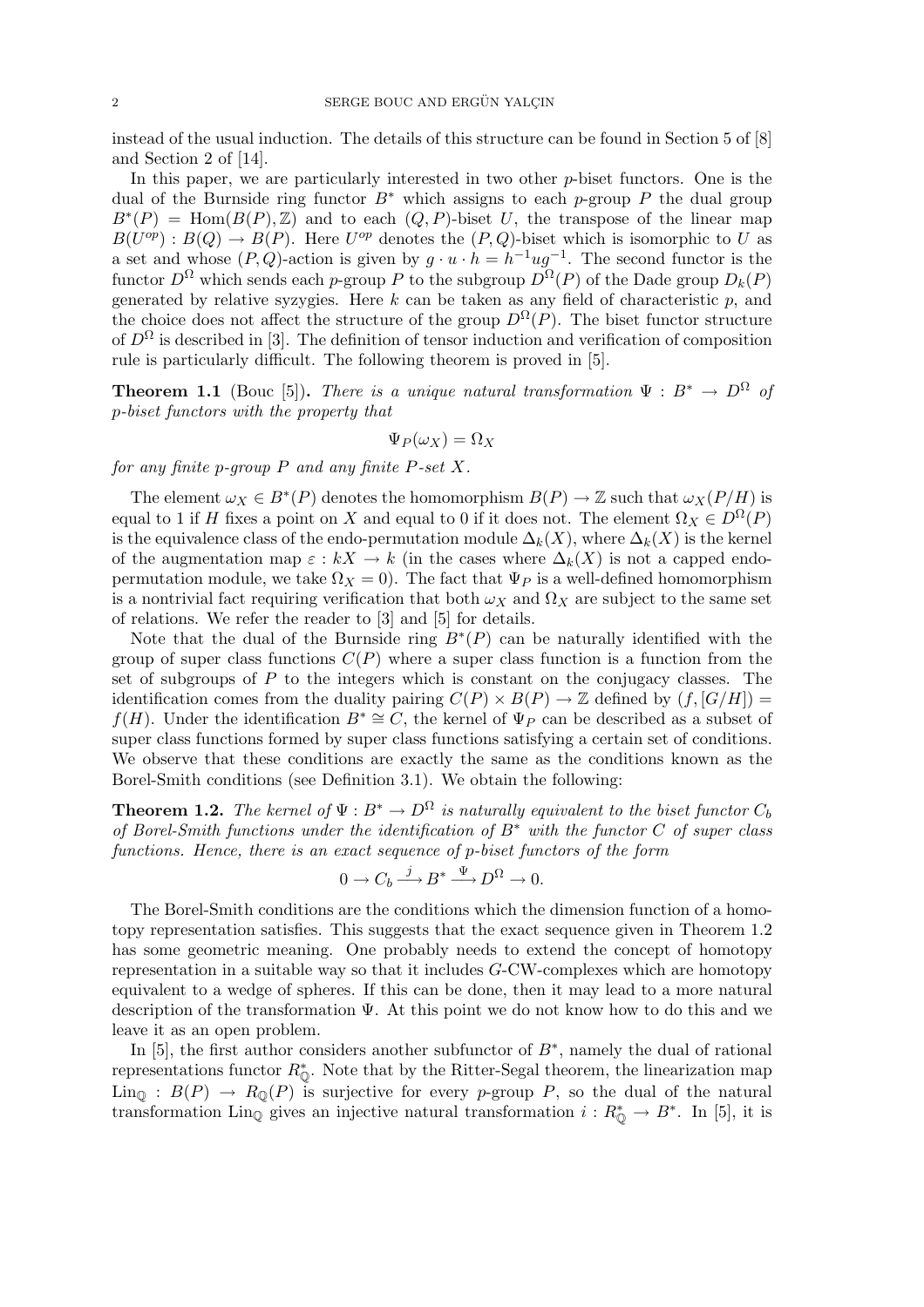instead of the usual induction. The details of this structure can be found in Section 5 of [8] and Section 2 of [14].

In this paper, we are particularly interested in two other $p$-biset functors. One is the dual of the Burnside ring functor $B^*$ which assigns to each $p$-group $P$ the dual group $B^*(P) = \mathrm{Hom}(B(P), \mathbb{Z})$ and to each $(Q,P)$-biset $U$, the transpose of the linear map $B(U^{op}) : B(Q) \to B(P)$. Here $U^{op}$ denotes the $(P,Q)$-biset which is isomorphic to $U$ as a set and whose $(P,Q)$-action is given by $g \cdot u \cdot h = h^{-1}ug^{-1}$. The second functor is the functor $D^\Omega$ which sends each $p$-group $P$ to the subgroup $D^\Omega(P)$ of the Dade group $D_k(P)$ generated by relative syzygies. Here $k$ can be taken as any field of characteristic $p$, and the choice does not affect the structure of the group $D^\Omega(P)$. The biset functor structure of $D^\Omega$ is described in [3]. The definition of tensor induction and verification of composition rule is particularly difficult. The following theorem is proved in [5].

**Theorem 1.1** (Bouc [5]). *There is a unique natural transformation $\Psi : B^* \to D^\Omega$ of $p$-biset functors with the property that*

$$\Psi_P(\omega_X) = \Omega_X$$

*for any finite $p$-group $P$ and any finite $P$-set $X$.*

The element $\omega_X \in B^*(P)$ denotes the homomorphism $B(P) \to \mathbb{Z}$ such that $\omega_X(P/H)$ is equal to 1 if $H$ fixes a point on $X$ and equal to 0 if it does not. The element $\Omega_X \in D^\Omega(P)$ is the equivalence class of the endo-permutation module $\Delta_k(X)$, where $\Delta_k(X)$ is the kernel of the augmentation map $\varepsilon : kX \to k$ (in the cases where $\Delta_k(X)$ is not a capped endo-permutation module, we take $\Omega_X = 0$). The fact that $\Psi_P$ is a well-defined homomorphism is a nontrivial fact requiring verification that both $\omega_X$ and $\Omega_X$ are subject to the same set of relations. We refer the reader to [3] and [5] for details.

Note that the dual of the Burnside ring $B^*(P)$ can be naturally identified with the group of super class functions $C(P)$ where a super class function is a function from the set of subgroups of $P$ to the integers which is constant on the conjugacy classes. The identification comes from the duality pairing $C(P) \times B(P) \to \mathbb{Z}$ defined by $(f, [G/H]) = f(H)$. Under the identification $B^* \cong C$, the kernel of $\Psi_P$ can be described as a subset of super class functions formed by super class functions satisfying a certain set of conditions. We observe that these conditions are exactly the same as the conditions known as the Borel-Smith conditions (see Definition 3.1). We obtain the following:

**Theorem 1.2.** *The kernel of $\Psi : B^* \to D^\Omega$ is naturally equivalent to the biset functor $C_b$ of Borel-Smith functions under the identification of $B^*$ with the functor $C$ of super class functions. Hence, there is an exact sequence of $p$-biset functors of the form*

$$0 \to C_b \xrightarrow{j} B^* \xrightarrow{\Psi} D^\Omega \to 0.$$

The Borel-Smith conditions are the conditions which the dimension function of a homotopy representation satisfies. This suggests that the exact sequence given in Theorem 1.2 has some geometric meaning. One probably needs to extend the concept of homotopy representation in a suitable way so that it includes $G$-CW-complexes which are homotopy equivalent to a wedge of spheres. If this can be done, then it may lead to a more natural description of the transformation $\Psi$. At this point we do not know how to do this and we leave it as an open problem.

In [5], the first author considers another subfunctor of $B^*$, namely the dual of rational representations functor $R^*_{\mathbb{Q}}$. Note that by the Ritter-Segal theorem, the linearization map $\mathrm{Lin}_{\mathbb{Q}} : B(P) \to R_{\mathbb{Q}}(P)$ is surjective for every $p$-group $P$, so the dual of the natural transformation $\mathrm{Lin}_{\mathbb{Q}}$ gives an injective natural transformation $i : R^*_{\mathbb{Q}} \to B^*$. In [5], it is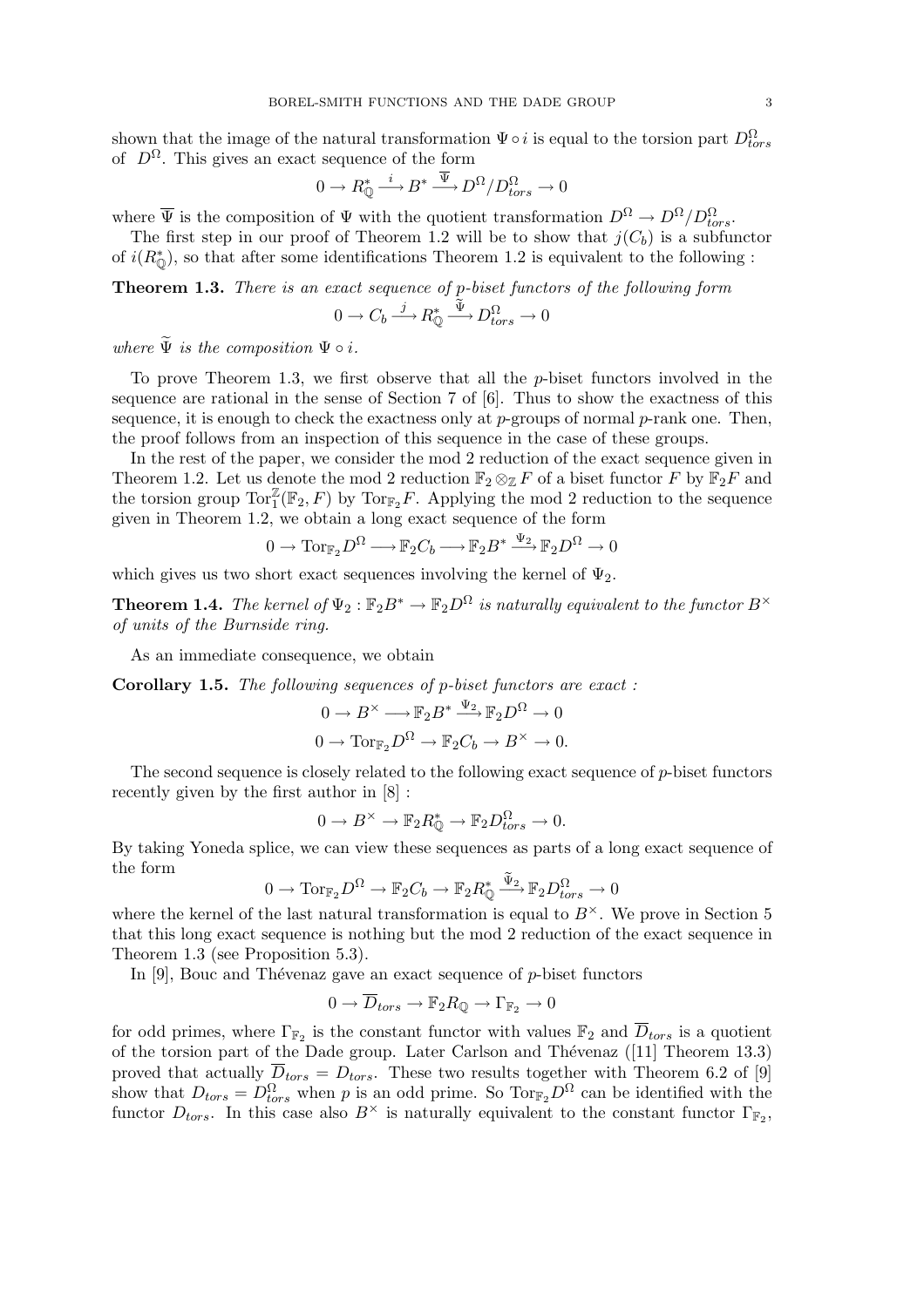shown that the image of the natural transformation $\Psi \circ i$ is equal to the torsion part $D^{\Omega}_{tors}$ of $D^{\Omega}$. This gives an exact sequence of the form

$$0 \to R^*_{\mathbb{Q}} \xrightarrow{\ i\ } B^* \xrightarrow{\ \overline{\Psi}\ } D^{\Omega}/D^{\Omega}_{tors} \to 0$$

where $\overline{\Psi}$ is the composition of $\Psi$ with the quotient transformation $D^{\Omega} \to D^{\Omega}/D^{\Omega}_{tors}$.

The first step in our proof of Theorem 1.2 will be to show that $j(C_b)$ is a subfunctor of $i(R^*_{\mathbb{Q}})$, so that after some identifications Theorem 1.2 is equivalent to the following :

**Theorem 1.3.** *There is an exact sequence of $p$-biset functors of the following form*

$$0 \to C_b \xrightarrow{\ j\ } R^*_{\mathbb{Q}} \xrightarrow{\ \widetilde{\Psi}\ } D^{\Omega}_{tors} \to 0$$

*where $\widetilde{\Psi}$ is the composition $\Psi \circ i$.*

To prove Theorem 1.3, we first observe that all the $p$-biset functors involved in the sequence are rational in the sense of Section 7 of [6]. Thus to show the exactness of this sequence, it is enough to check the exactness only at $p$-groups of normal $p$-rank one. Then, the proof follows from an inspection of this sequence in the case of these groups.

In the rest of the paper, we consider the mod 2 reduction of the exact sequence given in Theorem 1.2. Let us denote the mod 2 reduction $\mathbb{F}_2 \otimes_{\mathbb{Z}} F$ of a biset functor $F$ by $\mathbb{F}_2 F$ and the torsion group $\mathrm{Tor}_1^{\mathbb{Z}}(\mathbb{F}_2, F)$ by $\mathrm{Tor}_{\mathbb{F}_2} F$. Applying the mod 2 reduction to the sequence given in Theorem 1.2, we obtain a long exact sequence of the form

$$0 \to \mathrm{Tor}_{\mathbb{F}_2} D^{\Omega} \longrightarrow \mathbb{F}_2 C_b \longrightarrow \mathbb{F}_2 B^* \xrightarrow{\ \Psi_2\ } \mathbb{F}_2 D^{\Omega} \to 0$$

which gives us two short exact sequences involving the kernel of $\Psi_2$.

**Theorem 1.4.** *The kernel of $\Psi_2 : \mathbb{F}_2 B^* \to \mathbb{F}_2 D^{\Omega}$ is naturally equivalent to the functor $B^{\times}$ of units of the Burnside ring.*

As an immediate consequence, we obtain

**Corollary 1.5.** *The following sequences of $p$-biset functors are exact :*

$$0 \to B^{\times} \longrightarrow \mathbb{F}_2 B^* \xrightarrow{\ \Psi_2\ } \mathbb{F}_2 D^{\Omega} \to 0$$

$$0 \to \mathrm{Tor}_{\mathbb{F}_2} D^{\Omega} \to \mathbb{F}_2 C_b \to B^{\times} \to 0.$$

The second sequence is closely related to the following exact sequence of $p$-biset functors recently given by the first author in [8] :

$$0 \to B^{\times} \to \mathbb{F}_2 R^*_{\mathbb{Q}} \to \mathbb{F}_2 D^{\Omega}_{tors} \to 0.$$

By taking Yoneda splice, we can view these sequences as parts of a long exact sequence of the form

$$0 \to \mathrm{Tor}_{\mathbb{F}_2} D^{\Omega} \to \mathbb{F}_2 C_b \to \mathbb{F}_2 R^*_{\mathbb{Q}} \xrightarrow{\ \widetilde{\Psi}_2\ } \mathbb{F}_2 D^{\Omega}_{tors} \to 0$$

where the kernel of the last natural transformation is equal to $B^{\times}$. We prove in Section 5 that this long exact sequence is nothing but the mod 2 reduction of the exact sequence in Theorem 1.3 (see Proposition 5.3).

In [9], Bouc and Thévenaz gave an exact sequence of $p$-biset functors

$$0 \to \overline{D}_{tors} \to \mathbb{F}_2 R_{\mathbb{Q}} \to \Gamma_{\mathbb{F}_2} \to 0$$

for odd primes, where $\Gamma_{\mathbb{F}_2}$ is the constant functor with values $\mathbb{F}_2$ and $\overline{D}_{tors}$ is a quotient of the torsion part of the Dade group. Later Carlson and Thévenaz ([11] Theorem 13.3) proved that actually $\overline{D}_{tors} = D_{tors}$. These two results together with Theorem 6.2 of [9] show that $D_{tors} = D^{\Omega}_{tors}$ when $p$ is an odd prime. So $\mathrm{Tor}_{\mathbb{F}_2} D^{\Omega}$ can be identified with the functor $D_{tors}$. In this case also $B^{\times}$ is naturally equivalent to the constant functor $\Gamma_{\mathbb{F}_2}$,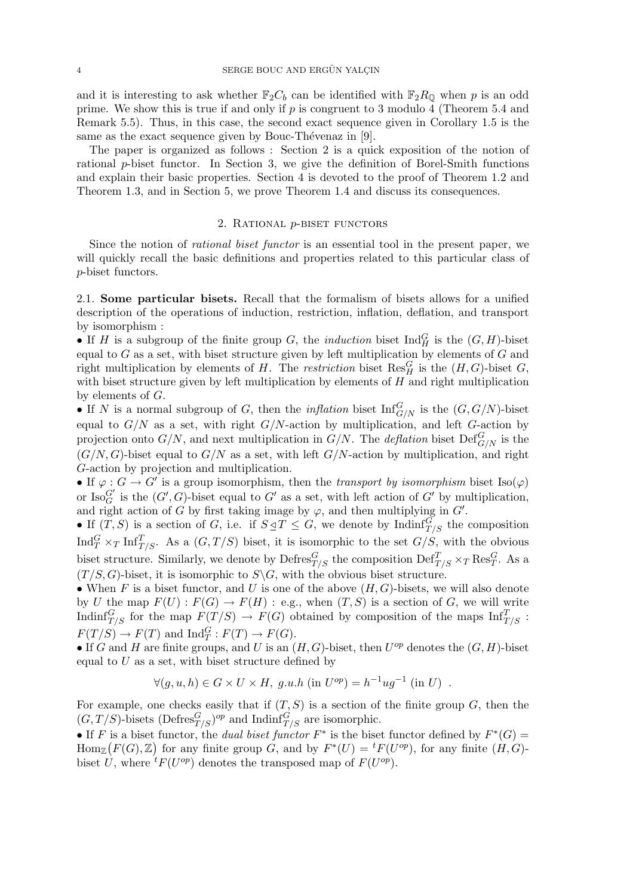and it is interesting to ask whether $\mathbb{F}_2 C_b$ can be identified with $\mathbb{F}_2 R_\mathbb{Q}$ when $p$ is an odd prime. We show this is true if and only if $p$ is congruent to 3 modulo 4 (Theorem 5.4 and Remark 5.5). Thus, in this case, the second exact sequence given in Corollary 1.5 is the same as the exact sequence given by Bouc-Thévenaz in [9].

The paper is organized as follows : Section 2 is a quick exposition of the notion of rational $p$-biset functor. In Section 3, we give the definition of Borel-Smith functions and explain their basic properties. Section 4 is devoted to the proof of Theorem 1.2 and Theorem 1.3, and in Section 5, we prove Theorem 1.4 and discuss its consequences.

## 2. Rational $p$-biset functors

Since the notion of *rational biset functor* is an essential tool in the present paper, we will quickly recall the basic definitions and properties related to this particular class of $p$-biset functors.

2.1. **Some particular bisets.** Recall that the formalism of bisets allows for a unified description of the operations of induction, restriction, inflation, deflation, and transport by isomorphism :

• If $H$ is a subgroup of the finite group $G$, the *induction* biset $\mathrm{Ind}_H^G$ is the $(G,H)$-biset equal to $G$ as a set, with biset structure given by left multiplication by elements of $G$ and right multiplication by elements of $H$. The *restriction* biset $\mathrm{Res}_H^G$ is the $(H,G)$-biset $G$, with biset structure given by left multiplication by elements of $H$ and right multiplication by elements of $G$.

• If $N$ is a normal subgroup of $G$, then the *inflation* biset $\mathrm{Inf}_{G/N}^G$ is the $(G,G/N)$-biset equal to $G/N$ as a set, with right $G/N$-action by multiplication, and left $G$-action by projection onto $G/N$, and next multiplication in $G/N$. The *deflation* biset $\mathrm{Def}_{G/N}^G$ is the $(G/N,G)$-biset equal to $G/N$ as a set, with left $G/N$-action by multiplication, and right $G$-action by projection and multiplication.

• If $\varphi : G \to G'$ is a group isomorphism, then the *transport by isomorphism* biset $\mathrm{Iso}(\varphi)$ or $\mathrm{Iso}_G^{G'}$ is the $(G',G)$-biset equal to $G'$ as a set, with left action of $G'$ by multiplication, and right action of $G$ by first taking image by $\varphi$, and then multiplying in $G'$.

• If $(T,S)$ is a section of $G$, i.e. if $S \trianglelefteq T \leq G$, we denote by $\mathrm{Indinf}_{T/S}^G$ the composition $\mathrm{Ind}_T^G \times_T \mathrm{Inf}_{T/S}^T$. As a $(G,T/S)$ biset, it is isomorphic to the set $G/S$, with the obvious biset structure. Similarly, we denote by $\mathrm{Defres}_{T/S}^G$ the composition $\mathrm{Def}_{T/S}^T \times_T \mathrm{Res}_T^G$. As a $(T/S,G)$-biset, it is isomorphic to $S\backslash G$, with the obvious biset structure.

• When $F$ is a biset functor, and $U$ is one of the above $(H,G)$-bisets, we will also denote by $U$ the map $F(U) : F(G) \to F(H)$ : e.g., when $(T,S)$ is a section of $G$, we will write $\mathrm{Indinf}_{T/S}^G$ for the map $F(T/S) \to F(G)$ obtained by composition of the maps $\mathrm{Inf}_{T/S}^T : F(T/S) \to F(T)$ and $\mathrm{Ind}_T^G : F(T) \to F(G)$.

• If $G$ and $H$ are finite groups, and $U$ is an $(H,G)$-biset, then $U^{op}$ denotes the $(G,H)$-biset equal to $U$ as a set, with biset structure defined by

$$\forall (g,u,h) \in G \times U \times H,\ g.u.h \ (\text{in } U^{op}) = h^{-1}ug^{-1} \ (\text{in } U) \ .$$

For example, one checks easily that if $(T,S)$ is a section of the finite group $G$, then the $(G,T/S)$-bisets $(\mathrm{Defres}_{T/S}^G)^{op}$ and $\mathrm{Indinf}_{T/S}^G$ are isomorphic.

• If $F$ is a biset functor, the *dual biset functor* $F^*$ is the biset functor defined by $F^*(G) = \mathrm{Hom}_\mathbb{Z}\big(F(G),\mathbb{Z}\big)$ for any finite group $G$, and by $F^*(U) = {}^tF(U^{op})$, for any finite $(H,G)$-biset $U$, where ${}^tF(U^{op})$ denotes the transposed map of $F(U^{op})$.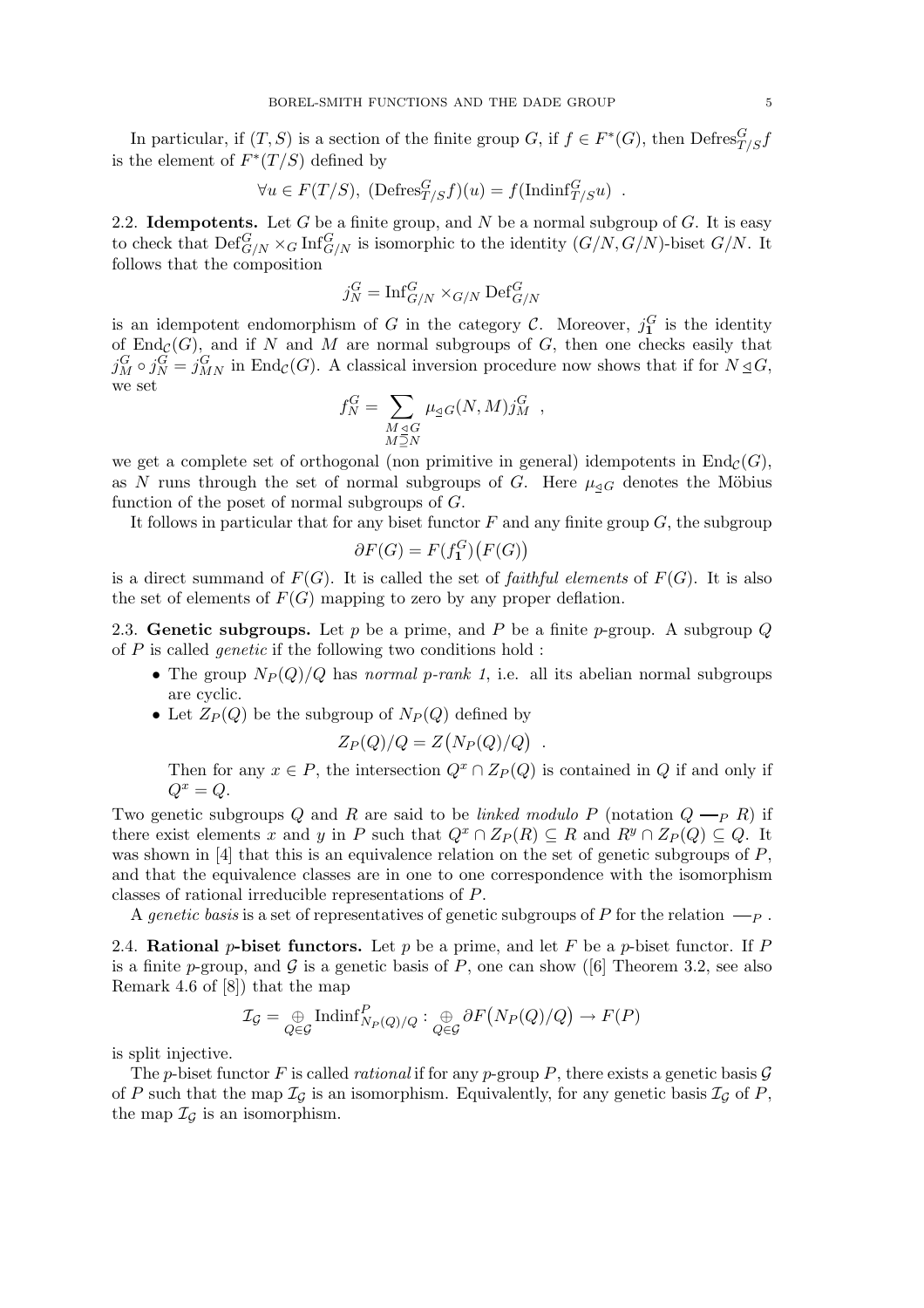In particular, if $(T, S)$ is a section of the finite group $G$, if $f \in F^*(G)$, then $\mathrm{Defres}^G_{T/S} f$ is the element of $F^*(T/S)$ defined by

$$\forall u \in F(T/S),\ (\mathrm{Defres}^G_{T/S} f)(u) = f(\mathrm{Indinf}^G_{T/S} u)\ .$$

**2.2. Idempotents.** Let $G$ be a finite group, and $N$ be a normal subgroup of $G$. It is easy to check that $\mathrm{Def}^G_{G/N} \times_G \mathrm{Inf}^G_{G/N}$ is isomorphic to the identity $(G/N, G/N)$-biset $G/N$. It follows that the composition

$$j^G_N = \mathrm{Inf}^G_{G/N} \times_{G/N} \mathrm{Def}^G_{G/N}$$

is an idempotent endomorphism of $G$ in the category $\mathcal{C}$. Moreover, $j^G_{\mathbf{1}}$ is the identity of $\mathrm{End}_{\mathcal{C}}(G)$, and if $N$ and $M$ are normal subgroups of $G$, then one checks easily that $j^G_M \circ j^G_N = j^G_{MN}$ in $\mathrm{End}_{\mathcal{C}}(G)$. A classical inversion procedure now shows that if for $N \trianglelefteq G$, we set

$$f^G_N = \sum_{\substack{M \trianglelefteq G \\ M \supseteq N}} \mu_{\trianglelefteq G}(N, M) j^G_M\ ,$$

we get a complete set of orthogonal (non primitive in general) idempotents in $\mathrm{End}_{\mathcal{C}}(G)$, as $N$ runs through the set of normal subgroups of $G$. Here $\mu_{\trianglelefteq G}$ denotes the Möbius function of the poset of normal subgroups of $G$.

It follows in particular that for any biset functor $F$ and any finite group $G$, the subgroup

$$\partial F(G) = F(f^G_{\mathbf{1}})\big(F(G)\big)$$

is a direct summand of $F(G)$. It is called the set of *faithful elements* of $F(G)$. It is also the set of elements of $F(G)$ mapping to zero by any proper deflation.

**2.3. Genetic subgroups.** Let $p$ be a prime, and $P$ be a finite $p$-group. A subgroup $Q$ of $P$ is called *genetic* if the following two conditions hold :

- The group $N_P(Q)/Q$ has *normal $p$-rank 1*, i.e. all its abelian normal subgroups are cyclic.
- Let $Z_P(Q)$ be the subgroup of $N_P(Q)$ defined by

  $$Z_P(Q)/Q = Z\big(N_P(Q)/Q\big)\ .$$

  Then for any $x \in P$, the intersection $Q^x \cap Z_P(Q)$ is contained in $Q$ if and only if $Q^x = Q$.

Two genetic subgroups $Q$ and $R$ are said to be *linked modulo $P$* (notation $Q \longrightarrow_P R$) if there exist elements $x$ and $y$ in $P$ such that $Q^x \cap Z_P(R) \subseteq R$ and $R^y \cap Z_P(Q) \subseteq Q$. It was shown in [4] that this is an equivalence relation on the set of genetic subgroups of $P$, and that the equivalence classes are in one to one correspondence with the isomorphism classes of rational irreducible representations of $P$.

A *genetic basis* is a set of representatives of genetic subgroups of $P$ for the relation $\longrightarrow_P$ .

**2.4. Rational $p$-biset functors.** Let $p$ be a prime, and let $F$ be a $p$-biset functor. If $P$ is a finite $p$-group, and $\mathcal{G}$ is a genetic basis of $P$, one can show ([6] Theorem 3.2, see also Remark 4.6 of [8]) that the map

$$\mathcal{I}_{\mathcal{G}} = \underset{Q \in \mathcal{G}}{\oplus} \mathrm{Indinf}^P_{N_P(Q)/Q} : \underset{Q \in \mathcal{G}}{\oplus} \partial F\big(N_P(Q)/Q\big) \to F(P)$$

is split injective.

The $p$-biset functor $F$ is called *rational* if for any $p$-group $P$, there exists a genetic basis $\mathcal{G}$ of $P$ such that the map $\mathcal{I}_{\mathcal{G}}$ is an isomorphism. Equivalently, for any genetic basis $\mathcal{I}_{\mathcal{G}}$ of $P$, the map $\mathcal{I}_{\mathcal{G}}$ is an isomorphism.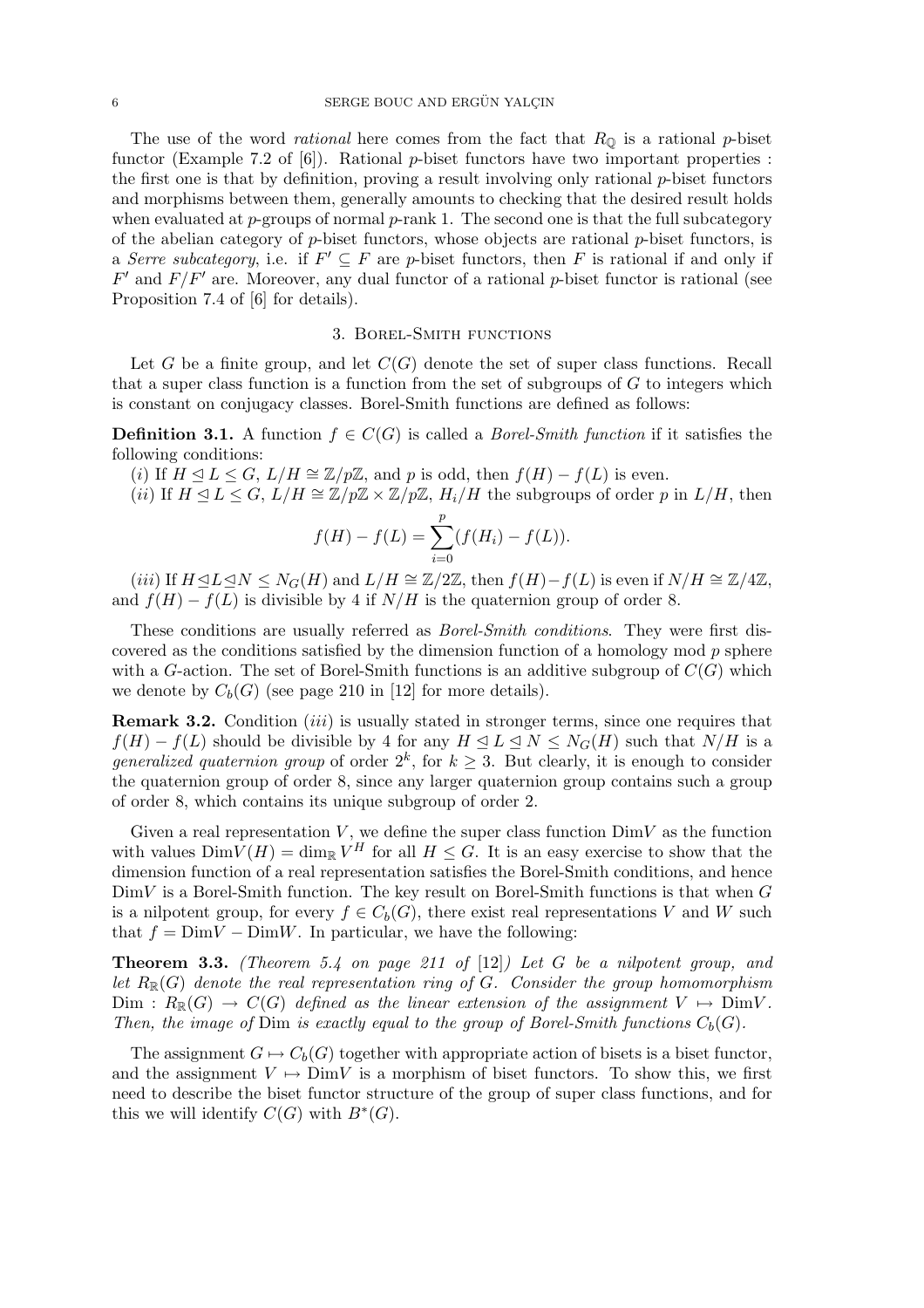The use of the word *rational* here comes from the fact that $R_{\mathbb{Q}}$ is a rational $p$-biset functor (Example 7.2 of [6]). Rational $p$-biset functors have two important properties : the first one is that by definition, proving a result involving only rational $p$-biset functors and morphisms between them, generally amounts to checking that the desired result holds when evaluated at $p$-groups of normal $p$-rank 1. The second one is that the full subcategory of the abelian category of $p$-biset functors, whose objects are rational $p$-biset functors, is a *Serre subcategory*, i.e. if $F' \subseteq F$ are $p$-biset functors, then $F$ is rational if and only if $F'$ and $F/F'$ are. Moreover, any dual functor of a rational $p$-biset functor is rational (see Proposition 7.4 of [6] for details).

## 3. Borel-Smith functions

Let $G$ be a finite group, and let $C(G)$ denote the set of super class functions. Recall that a super class function is a function from the set of subgroups of $G$ to integers which is constant on conjugacy classes. Borel-Smith functions are defined as follows:

**Definition 3.1.** A function $f \in C(G)$ is called a *Borel-Smith function* if it satisfies the following conditions:

($i$) If $H \trianglelefteq L \leq G$, $L/H \cong \mathbb{Z}/p\mathbb{Z}$, and $p$ is odd, then $f(H) - f(L)$ is even.

($ii$) If $H \trianglelefteq L \leq G$, $L/H \cong \mathbb{Z}/p\mathbb{Z} \times \mathbb{Z}/p\mathbb{Z}$, $H_i/H$ the subgroups of order $p$ in $L/H$, then

$$f(H) - f(L) = \sum_{i=0}^{p} (f(H_i) - f(L)).$$

($iii$) If $H \trianglelefteq L \trianglelefteq N \leq N_G(H)$ and $L/H \cong \mathbb{Z}/2\mathbb{Z}$, then $f(H) - f(L)$ is even if $N/H \cong \mathbb{Z}/4\mathbb{Z}$, and $f(H) - f(L)$ is divisible by 4 if $N/H$ is the quaternion group of order 8.

These conditions are usually referred as *Borel-Smith conditions*. They were first discovered as the conditions satisfied by the dimension function of a homology mod $p$ sphere with a $G$-action. The set of Borel-Smith functions is an additive subgroup of $C(G)$ which we denote by $C_b(G)$ (see page 210 in [12] for more details).

**Remark 3.2.** Condition ($iii$) is usually stated in stronger terms, since one requires that $f(H) - f(L)$ should be divisible by 4 for any $H \trianglelefteq L \trianglelefteq N \leq N_G(H)$ such that $N/H$ is a *generalized quaternion group* of order $2^k$, for $k \geq 3$. But clearly, it is enough to consider the quaternion group of order 8, since any larger quaternion group contains such a group of order 8, which contains its unique subgroup of order 2.

Given a real representation $V$, we define the super class function $\mathrm{Dim}V$ as the function with values $\mathrm{Dim}V(H) = \dim_{\mathbb{R}} V^H$ for all $H \leq G$. It is an easy exercise to show that the dimension function of a real representation satisfies the Borel-Smith conditions, and hence $\mathrm{Dim}V$ is a Borel-Smith function. The key result on Borel-Smith functions is that when $G$ is a nilpotent group, for every $f \in C_b(G)$, there exist real representations $V$ and $W$ such that $f = \mathrm{Dim}V - \mathrm{Dim}W$. In particular, we have the following:

**Theorem 3.3.** *(Theorem 5.4 on page 211 of* [12]*) Let $G$ be a nilpotent group, and let $R_{\mathbb{R}}(G)$ denote the real representation ring of $G$. Consider the group homomorphism $\mathrm{Dim} : R_{\mathbb{R}}(G) \to C(G)$ defined as the linear extension of the assignment $V \mapsto \mathrm{Dim}V$. Then, the image of* $\mathrm{Dim}$ *is exactly equal to the group of Borel-Smith functions $C_b(G)$.*

The assignment $G \mapsto C_b(G)$ together with appropriate action of bisets is a biset functor, and the assignment $V \mapsto \mathrm{Dim}V$ is a morphism of biset functors. To show this, we first need to describe the biset functor structure of the group of super class functions, and for this we will identify $C(G)$ with $B^*(G)$.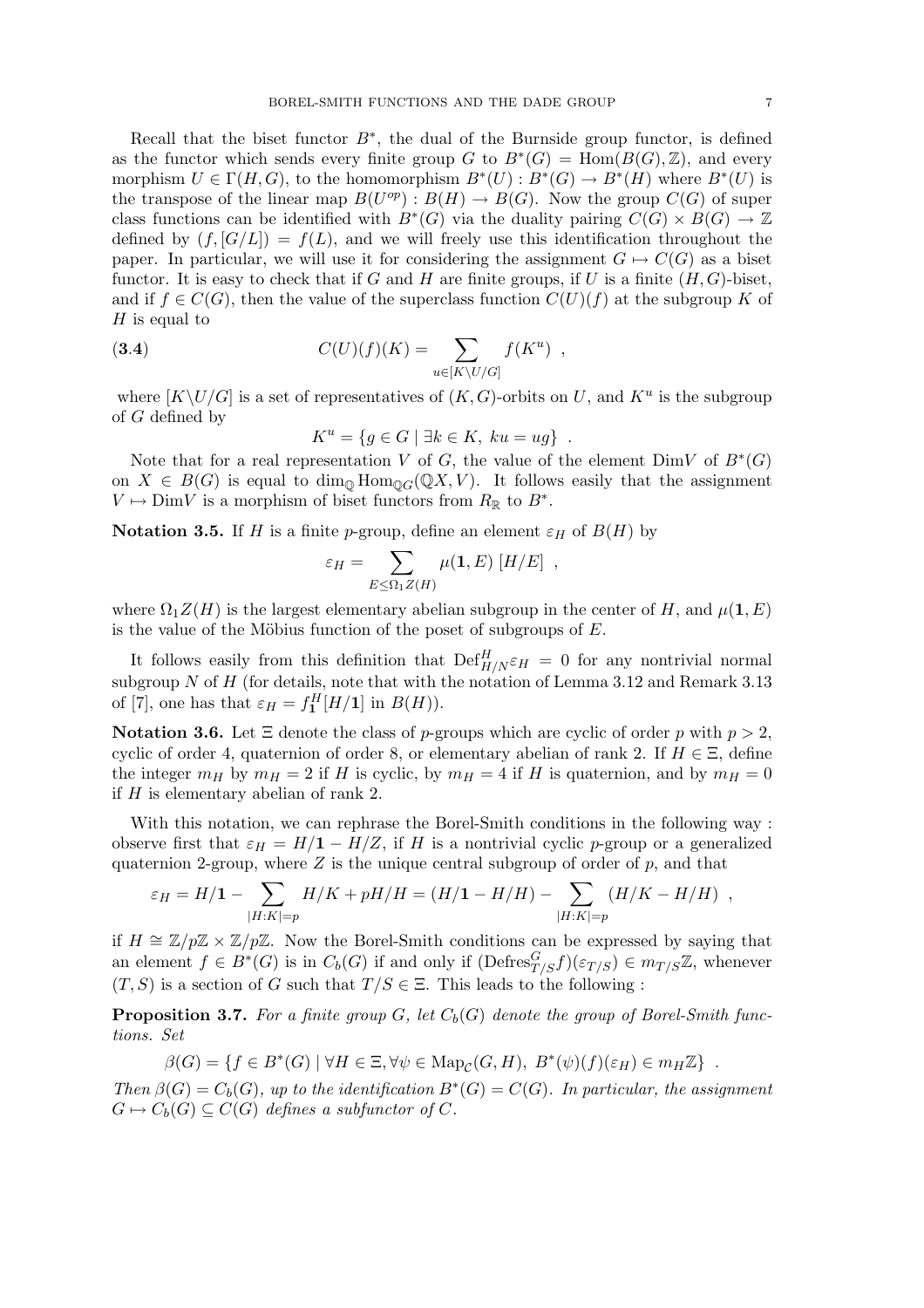Recall that the biset functor $B^*$, the dual of the Burnside group functor, is defined as the functor which sends every finite group $G$ to $B^*(G) = \mathrm{Hom}(B(G), \mathbb{Z})$, and every morphism $U \in \Gamma(H, G)$, to the homomorphism $B^*(U) : B^*(G) \to B^*(H)$ where $B^*(U)$ is the transpose of the linear map $B(U^{op}) : B(H) \to B(G)$. Now the group $C(G)$ of super class functions can be identified with $B^*(G)$ via the duality pairing $C(G) \times B(G) \to \mathbb{Z}$ defined by $(f, [G/L]) = f(L)$, and we will freely use this identification throughout the paper. In particular, we will use it for considering the assignment $G \mapsto C(G)$ as a biset functor. It is easy to check that if $G$ and $H$ are finite groups, if $U$ is a finite $(H, G)$-biset, and if $f \in C(G)$, then the value of the superclass function $C(U)(f)$ at the subgroup $K$ of $H$ is equal to

$$C(U)(f)(K) = \sum_{u \in [K \backslash U/G]} f(K^u) \ , \tag{3.4}$$

where $[K\backslash U/G]$ is a set of representatives of $(K, G)$-orbits on $U$, and $K^u$ is the subgroup of $G$ defined by

$$K^u = \{g \in G \mid \exists k \in K,\ ku = ug\} \ .$$

Note that for a real representation $V$ of $G$, the value of the element $\mathrm{Dim}V$ of $B^*(G)$ on $X \in B(G)$ is equal to $\dim_{\mathbb{Q}} \mathrm{Hom}_{\mathbb{Q}G}(\mathbb{Q}X, V)$. It follows easily that the assignment $V \mapsto \mathrm{Dim}V$ is a morphism of biset functors from $R_{\mathbb{R}}$ to $B^*$.

**Notation 3.5.** If $H$ is a finite $p$-group, define an element $\varepsilon_H$ of $B(H)$ by

$$\varepsilon_H = \sum_{E \leq \Omega_1 Z(H)} \mu(\mathbf{1}, E)\ [H/E] \ ,$$

where $\Omega_1 Z(H)$ is the largest elementary abelian subgroup in the center of $H$, and $\mu(\mathbf{1}, E)$ is the value of the Möbius function of the poset of subgroups of $E$.

It follows easily from this definition that $\mathrm{Def}^H_{H/N}\varepsilon_H = 0$ for any nontrivial normal subgroup $N$ of $H$ (for details, note that with the notation of Lemma 3.12 and Remark 3.13 of [7], one has that $\varepsilon_H = f^H_{\mathbf{1}}[H/\mathbf{1}]$ in $B(H)$).

**Notation 3.6.** Let $\Xi$ denote the class of $p$-groups which are cyclic of order $p$ with $p > 2$, cyclic of order 4, quaternion of order 8, or elementary abelian of rank 2. If $H \in \Xi$, define the integer $m_H$ by $m_H = 2$ if $H$ is cyclic, by $m_H = 4$ if $H$ is quaternion, and by $m_H = 0$ if $H$ is elementary abelian of rank 2.

With this notation, we can rephrase the Borel-Smith conditions in the following way : observe first that $\varepsilon_H = H/\mathbf{1} - H/Z$, if $H$ is a nontrivial cyclic $p$-group or a generalized quaternion 2-group, where $Z$ is the unique central subgroup of order of $p$, and that

$$\varepsilon_H = H/\mathbf{1} - \sum_{|H:K|=p} H/K + pH/H = (H/\mathbf{1} - H/H) - \sum_{|H:K|=p} (H/K - H/H) \ ,$$

if $H \cong \mathbb{Z}/p\mathbb{Z} \times \mathbb{Z}/p\mathbb{Z}$. Now the Borel-Smith conditions can be expressed by saying that an element $f \in B^*(G)$ is in $C_b(G)$ if and only if $(\mathrm{Defres}^G_{T/S} f)(\varepsilon_{T/S}) \in m_{T/S}\mathbb{Z}$, whenever $(T, S)$ is a section of $G$ such that $T/S \in \Xi$. This leads to the following :

**Proposition 3.7.** *For a finite group $G$, let $C_b(G)$ denote the group of Borel-Smith functions. Set*

$$\beta(G) = \{f \in B^*(G) \mid \forall H \in \Xi, \forall \psi \in \mathrm{Map}_{\mathcal{C}}(G, H),\ B^*(\psi)(f)(\varepsilon_H) \in m_H\mathbb{Z}\} \ .$$

*Then $\beta(G) = C_b(G)$, up to the identification $B^*(G) = C(G)$. In particular, the assignment $G \mapsto C_b(G) \subseteq C(G)$ defines a subfunctor of $C$.*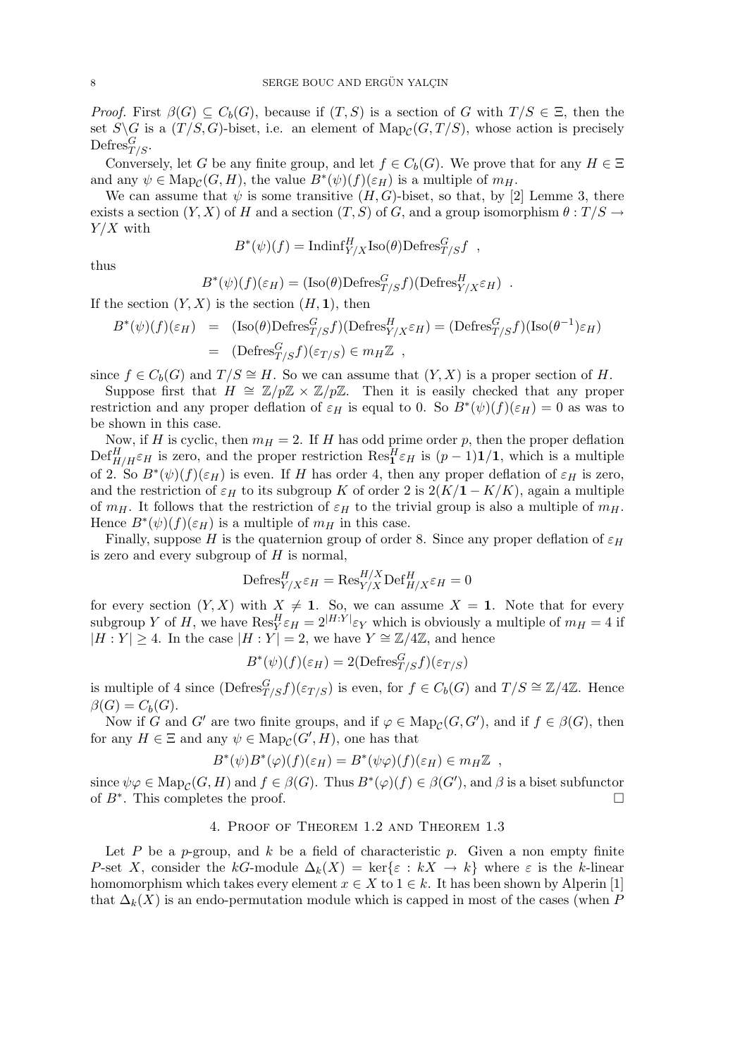*Proof.* First $\beta(G) \subseteq C_b(G)$, because if $(T,S)$ is a section of $G$ with $T/S \in \Xi$, then the set $S\backslash G$ is a $(T/S, G)$-biset, i.e. an element of $\mathrm{Map}_{\mathcal{C}}(G, T/S)$, whose action is precisely $\mathrm{Defres}^G_{T/S}$.

Conversely, let $G$ be any finite group, and let $f \in C_b(G)$. We prove that for any $H \in \Xi$ and any $\psi \in \mathrm{Map}_{\mathcal{C}}(G,H)$, the value $B^*(\psi)(f)(\varepsilon_H)$ is a multiple of $m_H$.

We can assume that $\psi$ is some transitive $(H,G)$-biset, so that, by [2] Lemme 3, there exists a section $(Y,X)$ of $H$ and a section $(T,S)$ of $G$, and a group isomorphism $\theta : T/S \to Y/X$ with

$$B^*(\psi)(f) = \mathrm{Indinf}^H_{Y/X}\mathrm{Iso}(\theta)\mathrm{Defres}^G_{T/S}f \ \ ,$$

thus

$$B^*(\psi)(f)(\varepsilon_H) = (\mathrm{Iso}(\theta)\mathrm{Defres}^G_{T/S}f)(\mathrm{Defres}^H_{Y/X}\varepsilon_H) \ \ .$$

If the section $(Y,X)$ is the section $(H,\mathbf{1})$, then

$$\begin{aligned} B^*(\psi)(f)(\varepsilon_H) &= (\mathrm{Iso}(\theta)\mathrm{Defres}^G_{T/S}f)(\mathrm{Defres}^H_{Y/X}\varepsilon_H) = (\mathrm{Defres}^G_{T/S}f)(\mathrm{Iso}(\theta^{-1})\varepsilon_H) \\ &= (\mathrm{Defres}^G_{T/S}f)(\varepsilon_{T/S}) \in m_H\mathbb{Z} \ \ , \end{aligned}$$

since $f \in C_b(G)$ and $T/S \cong H$. So we can assume that $(Y,X)$ is a proper section of $H$.

Suppose first that $H \cong \mathbb{Z}/p\mathbb{Z} \times \mathbb{Z}/p\mathbb{Z}$. Then it is easily checked that any proper restriction and any proper deflation of $\varepsilon_H$ is equal to 0. So $B^*(\psi)(f)(\varepsilon_H) = 0$ as was to be shown in this case.

Now, if $H$ is cyclic, then $m_H = 2$. If $H$ has odd prime order $p$, then the proper deflation $\mathrm{Def}^H_{H/H}\varepsilon_H$ is zero, and the proper restriction $\mathrm{Res}^H_{\mathbf{1}}\varepsilon_H$ is $(p-1)\mathbf{1}/\mathbf{1}$, which is a multiple of 2. So $B^*(\psi)(f)(\varepsilon_H)$ is even. If $H$ has order 4, then any proper deflation of $\varepsilon_H$ is zero, and the restriction of $\varepsilon_H$ to its subgroup $K$ of order 2 is $2(K/\mathbf{1} - K/K)$, again a multiple of $m_H$. It follows that the restriction of $\varepsilon_H$ to the trivial group is also a multiple of $m_H$. Hence $B^*(\psi)(f)(\varepsilon_H)$ is a multiple of $m_H$ in this case.

Finally, suppose $H$ is the quaternion group of order 8. Since any proper deflation of $\varepsilon_H$ is zero and every subgroup of $H$ is normal,

$$\mathrm{Defres}^H_{Y/X}\varepsilon_H = \mathrm{Res}^{H/X}_{Y/X}\mathrm{Def}^H_{H/X}\varepsilon_H = 0$$

for every section $(Y,X)$ with $X \neq \mathbf{1}$. So, we can assume $X = \mathbf{1}$. Note that for every subgroup $Y$ of $H$, we have $\mathrm{Res}^H_Y\varepsilon_H = 2^{|H:Y|}\varepsilon_Y$ which is obviously a multiple of $m_H = 4$ if $|H:Y| \geq 4$. In the case $|H:Y| = 2$, we have $Y \cong \mathbb{Z}/4\mathbb{Z}$, and hence

$$B^*(\psi)(f)(\varepsilon_H) = 2(\mathrm{Defres}^G_{T/S}f)(\varepsilon_{T/S})$$

is multiple of 4 since $(\mathrm{Defres}^G_{T/S}f)(\varepsilon_{T/S})$ is even, for $f \in C_b(G)$ and $T/S \cong \mathbb{Z}/4\mathbb{Z}$. Hence $\beta(G) = C_b(G)$.

Now if $G$ and $G'$ are two finite groups, and if $\varphi \in \mathrm{Map}_{\mathcal{C}}(G,G')$, and if $f \in \beta(G)$, then for any $H \in \Xi$ and any $\psi \in \mathrm{Map}_{\mathcal{C}}(G',H)$, one has that

$$B^*(\psi)B^*(\varphi)(f)(\varepsilon_H) = B^*(\psi\varphi)(f)(\varepsilon_H) \in m_H\mathbb{Z} \ \ ,$$

since $\psi\varphi \in \mathrm{Map}_{\mathcal{C}}(G,H)$ and $f \in \beta(G)$. Thus $B^*(\varphi)(f) \in \beta(G')$, and $\beta$ is a biset subfunctor of $B^*$. This completes the proof. $\square$

## 4. Proof of Theorem 1.2 and Theorem 1.3

Let $P$ be a $p$-group, and $k$ be a field of characteristic $p$. Given a non empty finite $P$-set $X$, consider the $kG$-module $\Delta_k(X) = \ker\{\varepsilon : kX \to k\}$ where $\varepsilon$ is the $k$-linear homomorphism which takes every element $x \in X$ to $1 \in k$. It has been shown by Alperin [1] that $\Delta_k(X)$ is an endo-permutation module which is capped in most of the cases (when $P$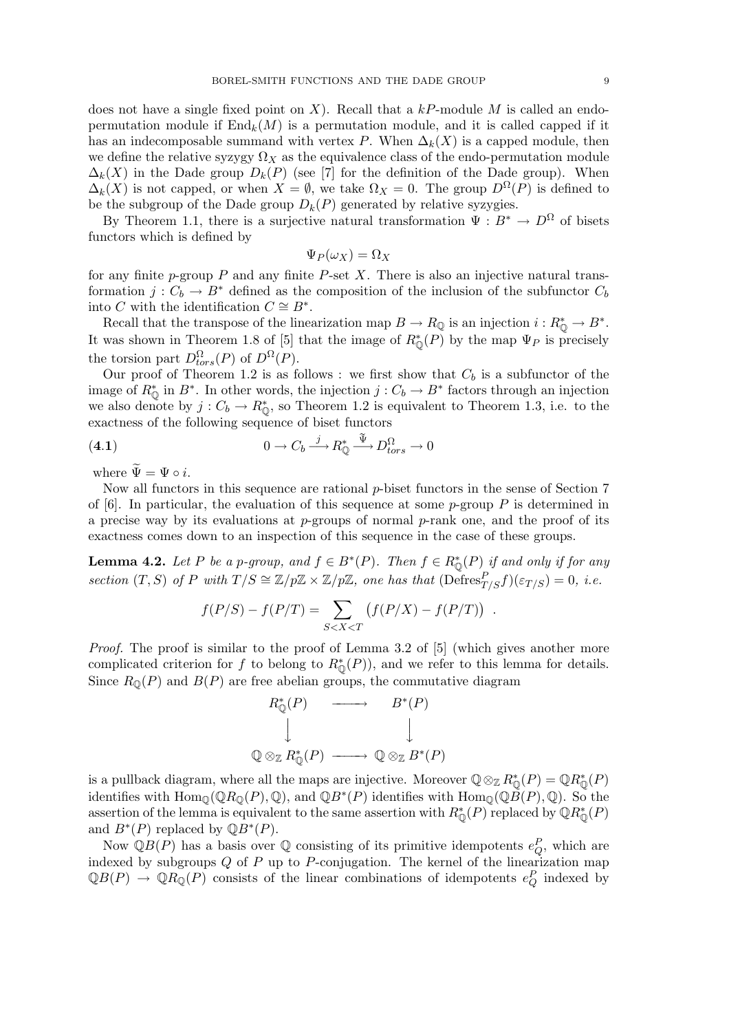does not have a single fixed point on $X$). Recall that a $kP$-module $M$ is called an endo-permutation module if $\mathrm{End}_k(M)$ is a permutation module, and it is called capped if it has an indecomposable summand with vertex $P$. When $\Delta_k(X)$ is a capped module, then we define the relative syzygy $\Omega_X$ as the equivalence class of the endo-permutation module $\Delta_k(X)$ in the Dade group $D_k(P)$ (see [7] for the definition of the Dade group). When $\Delta_k(X)$ is not capped, or when $X = \emptyset$, we take $\Omega_X = 0$. The group $D^\Omega(P)$ is defined to be the subgroup of the Dade group $D_k(P)$ generated by relative syzygies.

By Theorem 1.1, there is a surjective natural transformation $\Psi : B^* \to D^\Omega$ of bisets functors which is defined by

$$\Psi_P(\omega_X) = \Omega_X$$

for any finite $p$-group $P$ and any finite $P$-set $X$. There is also an injective natural transformation $j : C_b \to B^*$ defined as the composition of the inclusion of the subfunctor $C_b$ into $C$ with the identification $C \cong B^*$.

Recall that the transpose of the linearization map $B \to R_\mathbb{Q}$ is an injection $i : R_\mathbb{Q}^* \to B^*$. It was shown in Theorem 1.8 of [5] that the image of $R_\mathbb{Q}^*(P)$ by the map $\Psi_P$ is precisely the torsion part $D^\Omega_{tors}(P)$ of $D^\Omega(P)$.

Our proof of Theorem 1.2 is as follows : we first show that $C_b$ is a subfunctor of the image of $R_\mathbb{Q}^*$ in $B^*$. In other words, the injection $j : C_b \to B^*$ factors through an injection we also denote by $j : C_b \to R_\mathbb{Q}^*$, so Theorem 1.2 is equivalent to Theorem 1.3, i.e. to the exactness of the following sequence of biset functors

$$0 \to C_b \xrightarrow{j} R_\mathbb{Q}^* \xrightarrow{\widetilde{\Psi}} D^\Omega_{tors} \to 0 \tag{4.1}$$

where $\widetilde{\Psi} = \Psi \circ i$.

Now all functors in this sequence are rational $p$-biset functors in the sense of Section 7 of [6]. In particular, the evaluation of this sequence at some $p$-group $P$ is determined in a precise way by its evaluations at $p$-groups of normal $p$-rank one, and the proof of its exactness comes down to an inspection of this sequence in the case of these groups.

**Lemma 4.2.** *Let $P$ be a $p$-group, and $f \in B^*(P)$. Then $f \in R_\mathbb{Q}^*(P)$ if and only if for any section $(T,S)$ of $P$ with $T/S \cong \mathbb{Z}/p\mathbb{Z} \times \mathbb{Z}/p\mathbb{Z}$, one has that $(\mathrm{Defres}^P_{T/S} f)(\varepsilon_{T/S}) = 0$, i.e.*

$$f(P/S) - f(P/T) = \sum_{S<X<T} \big(f(P/X) - f(P/T)\big) \ .$$

*Proof.* The proof is similar to the proof of Lemma 3.2 of [5] (which gives another more complicated criterion for $f$ to belong to $R_\mathbb{Q}^*(P)$), and we refer to this lemma for details. Since $R_\mathbb{Q}(P)$ and $B(P)$ are free abelian groups, the commutative diagram

$$\begin{array}{ccc} R_\mathbb{Q}^*(P) & \longrightarrow & B^*(P) \\ \big\downarrow & & \big\downarrow \\ \mathbb{Q} \otimes_\mathbb{Z} R_\mathbb{Q}^*(P) & \longrightarrow & \mathbb{Q} \otimes_\mathbb{Z} B^*(P) \end{array}$$

is a pullback diagram, where all the maps are injective. Moreover $\mathbb{Q} \otimes_\mathbb{Z} R_\mathbb{Q}^*(P) = \mathbb{Q}R_\mathbb{Q}^*(P)$ identifies with $\mathrm{Hom}_\mathbb{Q}(\mathbb{Q}R_\mathbb{Q}(P), \mathbb{Q})$, and $\mathbb{Q}B^*(P)$ identifies with $\mathrm{Hom}_\mathbb{Q}(\mathbb{Q}B(P), \mathbb{Q})$. So the assertion of the lemma is equivalent to the same assertion with $R_\mathbb{Q}^*(P)$ replaced by $\mathbb{Q}R_\mathbb{Q}^*(P)$ and $B^*(P)$ replaced by $\mathbb{Q}B^*(P)$.

Now $\mathbb{Q}B(P)$ has a basis over $\mathbb{Q}$ consisting of its primitive idempotents $e_Q^P$, which are indexed by subgroups $Q$ of $P$ up to $P$-conjugation. The kernel of the linearization map $\mathbb{Q}B(P) \to \mathbb{Q}R_\mathbb{Q}(P)$ consists of the linear combinations of idempotents $e_Q^P$ indexed by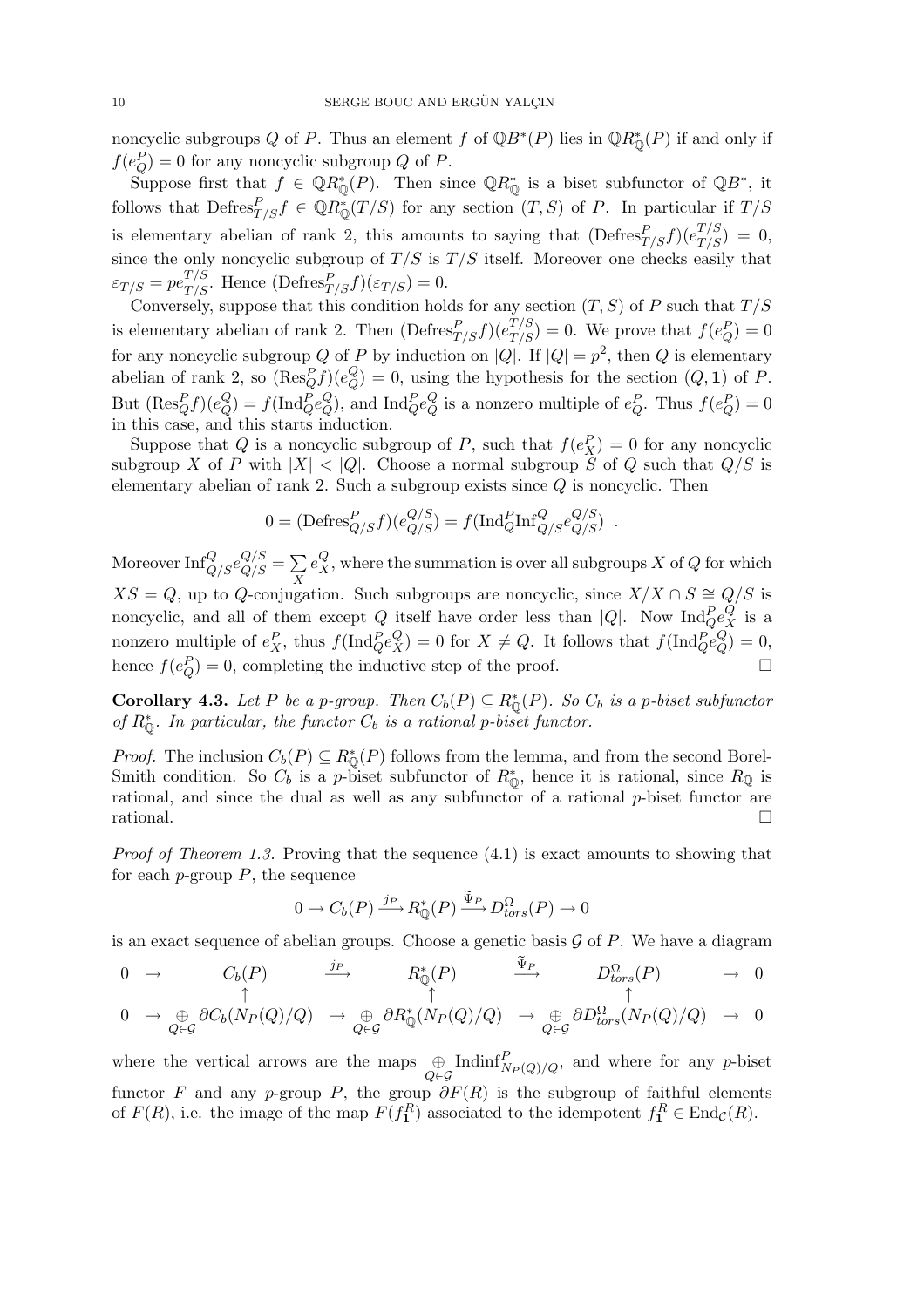noncyclic subgroups $Q$ of $P$. Thus an element $f$ of $\mathbb{Q}B^*(P)$ lies in $\mathbb{Q}R^*_{\mathbb{Q}}(P)$ if and only if $f(e^P_Q) = 0$ for any noncyclic subgroup $Q$ of $P$.

Suppose first that $f \in \mathbb{Q}R^*_{\mathbb{Q}}(P)$. Then since $\mathbb{Q}R^*_{\mathbb{Q}}$ is a biset subfunctor of $\mathbb{Q}B^*$, it follows that $\mathrm{Defres}^P_{T/S} f \in \mathbb{Q}R^*_{\mathbb{Q}}(T/S)$ for any section $(T,S)$ of $P$. In particular if $T/S$ is elementary abelian of rank 2, this amounts to saying that $(\mathrm{Defres}^P_{T/S} f)(e^{T/S}_{T/S}) = 0$, since the only noncyclic subgroup of $T/S$ is $T/S$ itself. Moreover one checks easily that $\varepsilon_{T/S} = p e^{T/S}_{T/S}$. Hence $(\mathrm{Defres}^P_{T/S} f)(\varepsilon_{T/S}) = 0$.

Conversely, suppose that this condition holds for any section $(T,S)$ of $P$ such that $T/S$ is elementary abelian of rank 2. Then $(\mathrm{Defres}^P_{T/S} f)(e^{T/S}_{T/S}) = 0$. We prove that $f(e^P_Q) = 0$ for any noncyclic subgroup $Q$ of $P$ by induction on $|Q|$. If $|Q| = p^2$, then $Q$ is elementary abelian of rank 2, so $(\mathrm{Res}^P_Q f)(e^Q_Q) = 0$, using the hypothesis for the section $(Q, \mathbf{1})$ of $P$. But $(\mathrm{Res}^P_Q f)(e^Q_Q) = f(\mathrm{Ind}^P_Q e^Q_Q)$, and $\mathrm{Ind}^P_Q e^Q_Q$ is a nonzero multiple of $e^P_Q$. Thus $f(e^P_Q) = 0$ in this case, and this starts induction.

Suppose that $Q$ is a noncyclic subgroup of $P$, such that $f(e^P_X) = 0$ for any noncyclic subgroup $X$ of $P$ with $|X| < |Q|$. Choose a normal subgroup $S$ of $Q$ such that $Q/S$ is elementary abelian of rank 2. Such a subgroup exists since $Q$ is noncyclic. Then

$$0 = (\mathrm{Defres}^P_{Q/S} f)(e^{Q/S}_{Q/S}) = f(\mathrm{Ind}^P_Q \mathrm{Inf}^Q_{Q/S} e^{Q/S}_{Q/S}) \ .$$

Moreover $\mathrm{Inf}^Q_{Q/S} e^{Q/S}_{Q/S} = \sum_X e^Q_X$, where the summation is over all subgroups $X$ of $Q$ for which $XS = Q$, up to $Q$-conjugation. Such subgroups are noncyclic, since $X/X \cap S \cong Q/S$ is noncyclic, and all of them except $Q$ itself have order less than $|Q|$. Now $\mathrm{Ind}^P_Q e^Q_X$ is a nonzero multiple of $e^P_X$, thus $f(\mathrm{Ind}^P_Q e^Q_X) = 0$ for $X \neq Q$. It follows that $f(\mathrm{Ind}^P_Q e^Q_Q) = 0$, hence $f(e^P_Q) = 0$, completing the inductive step of the proof. $\square$

**Corollary 4.3.** *Let $P$ be a $p$-group. Then $C_b(P) \subseteq R^*_{\mathbb{Q}}(P)$. So $C_b$ is a $p$-biset subfunctor of $R^*_{\mathbb{Q}}$. In particular, the functor $C_b$ is a rational $p$-biset functor.*

*Proof.* The inclusion $C_b(P) \subseteq R^*_{\mathbb{Q}}(P)$ follows from the lemma, and from the second Borel-Smith condition. So $C_b$ is a $p$-biset subfunctor of $R^*_{\mathbb{Q}}$, hence it is rational, since $R_{\mathbb{Q}}$ is rational, and since the dual as well as any subfunctor of a rational $p$-biset functor are rational. $\square$

*Proof of Theorem 1.3.* Proving that the sequence (4.1) is exact amounts to showing that for each $p$-group $P$, the sequence

$$0 \to C_b(P) \xrightarrow{j_P} R^*_{\mathbb{Q}}(P) \xrightarrow{\tilde{\Psi}_P} D^{\Omega}_{tors}(P) \to 0$$

is an exact sequence of abelian groups. Choose a genetic basis $\mathcal{G}$ of $P$. We have a diagram

$$\begin{array}{ccccccccc}
0 & \to & C_b(P) & \xrightarrow{j_P} & R^*_{\mathbb{Q}}(P) & \xrightarrow{\tilde{\Psi}_P} & D^{\Omega}_{tors}(P) & \to & 0\\
 & & \uparrow & & \uparrow & & \uparrow & & \\
0 & \to & \bigoplus_{Q\in\mathcal{G}} \partial C_b(N_P(Q)/Q) & \to & \bigoplus_{Q\in\mathcal{G}} \partial R^*_{\mathbb{Q}}(N_P(Q)/Q) & \to & \bigoplus_{Q\in\mathcal{G}} \partial D^{\Omega}_{tors}(N_P(Q)/Q) & \to & 0
\end{array}$$

where the vertical arrows are the maps $\bigoplus_{Q\in\mathcal{G}} \mathrm{Indinf}^P_{N_P(Q)/Q}$, and where for any $p$-biset functor $F$ and any $p$-group $P$, the group $\partial F(R)$ is the subgroup of faithful elements of $F(R)$, i.e. the image of the map $F(f^R_{\mathbf{1}})$ associated to the idempotent $f^R_{\mathbf{1}} \in \mathrm{End}_{\mathcal{C}}(R)$.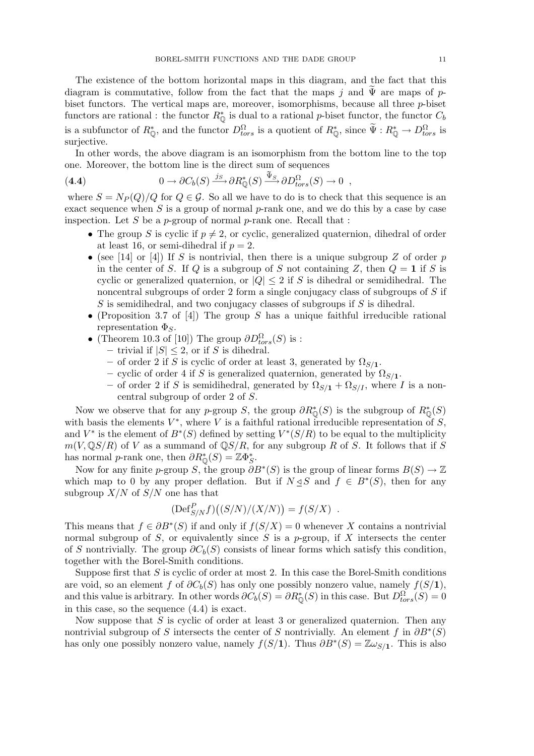The existence of the bottom horizontal maps in this diagram, and the fact that this diagram is commutative, follow from the fact that the maps $j$ and $\widetilde{\Psi}$ are maps of $p$-biset functors. The vertical maps are, moreover, isomorphisms, because all three $p$-biset functors are rational : the functor $R_{\mathbb{Q}}^*$ is dual to a rational $p$-biset functor, the functor $C_b$ is a subfunctor of $R_{\mathbb{Q}}^*$, and the functor $D_{tors}^{\Omega}$ is a quotient of $R_{\mathbb{Q}}^*$, since $\widetilde{\Psi} : R_{\mathbb{Q}}^* \to D_{tors}^{\Omega}$ is surjective.

In other words, the above diagram is an isomorphism from the bottom line to the top one. Moreover, the bottom line is the direct sum of sequences

$$
\textbf{(4.4)} \qquad 0 \to \partial C_b(S) \xrightarrow{j_S} \partial R_{\mathbb{Q}}^*(S) \xrightarrow{\widetilde{\Psi}_S} \partial D_{tors}^{\Omega}(S) \to 0 \ \ ,
$$

where $S = N_P(Q)/Q$ for $Q \in \mathcal{G}$. So all we have to do is to check that this sequence is an exact sequence when $S$ is a group of normal $p$-rank one, and we do this by a case by case inspection. Let $S$ be a $p$-group of normal $p$-rank one. Recall that :

- The group $S$ is cyclic if $p \neq 2$, or cyclic, generalized quaternion, dihedral of order at least 16, or semi-dihedral if $p = 2$.
- (see [14] or [4]) If $S$ is nontrivial, then there is a unique subgroup $Z$ of order $p$ in the center of $S$. If $Q$ is a subgroup of $S$ not containing $Z$, then $Q = \mathbf{1}$ if $S$ is cyclic or generalized quaternion, or $|Q| \leq 2$ if $S$ is dihedral or semidihedral. The noncentral subgroups of order 2 form a single conjugacy class of subgroups of $S$ if $S$ is semidihedral, and two conjugacy classes of subgroups if $S$ is dihedral.
- (Proposition 3.7 of [4]) The group $S$ has a unique faithful irreducible rational representation $\Phi_S$.
- (Theorem 10.3 of [10]) The group $\partial D_{tors}^{\Omega}(S)$ is :
  - trivial if $|S| \leq 2$, or if $S$ is dihedral.
  - of order 2 if $S$ is cyclic of order at least 3, generated by $\Omega_{S/\mathbf{1}}$.
  - cyclic of order 4 if $S$ is generalized quaternion, generated by $\Omega_{S/\mathbf{1}}$.
  - of order 2 if $S$ is semidihedral, generated by $\Omega_{S/\mathbf{1}} + \Omega_{S/I}$, where $I$ is a noncentral subgroup of order 2 of $S$.

Now we observe that for any $p$-group $S$, the group $\partial R_{\mathbb{Q}}^*(S)$ is the subgroup of $R_{\mathbb{Q}}^*(S)$ with basis the elements $V^*$, where $V$ is a faithful rational irreducible representation of $S$, and $V^*$ is the element of $B^*(S)$ defined by setting $V^*(S/R)$ to be equal to the multiplicity $m(V, \mathbb{Q}S/R)$ of $V$ as a summand of $\mathbb{Q}S/R$, for any subgroup $R$ of $S$. It follows that if $S$ has normal $p$-rank one, then $\partial R_{\mathbb{Q}}^*(S) = \mathbb{Z}\Phi_S^*$.

Now for any finite $p$-group $S$, the group $\partial B^*(S)$ is the group of linear forms $B(S) \to \mathbb{Z}$ which map to 0 by any proper deflation. But if $N \trianglelefteq S$ and $f \in B^*(S)$, then for any subgroup $X/N$ of $S/N$ one has that

$$
(\mathrm{Def}_{S/N}^P f)\big((S/N)/(X/N)\big) = f(S/X) \ \ .
$$

This means that $f \in \partial B^*(S)$ if and only if $f(S/X) = 0$ whenever $X$ contains a nontrivial normal subgroup of $S$, or equivalently since $S$ is a $p$-group, if $X$ intersects the center of $S$ nontrivially. The group $\partial C_b(S)$ consists of linear forms which satisfy this condition, together with the Borel-Smith conditions.

Suppose first that $S$ is cyclic of order at most 2. In this case the Borel-Smith conditions are void, so an element $f$ of $\partial C_b(S)$ has only one possibly nonzero value, namely $f(S/\mathbf{1})$, and this value is arbitrary. In other words $\partial C_b(S) = \partial R_{\mathbb{Q}}^*(S)$ in this case. But $D_{tors}^{\Omega}(S) = 0$ in this case, so the sequence (4.4) is exact.

Now suppose that $S$ is cyclic of order at least 3 or generalized quaternion. Then any nontrivial subgroup of $S$ intersects the center of $S$ nontrivially. An element $f$ in $\partial B^*(S)$ has only one possibly nonzero value, namely $f(S/\mathbf{1})$. Thus $\partial B^*(S) = \mathbb{Z}\omega_{S/\mathbf{1}}$. This is also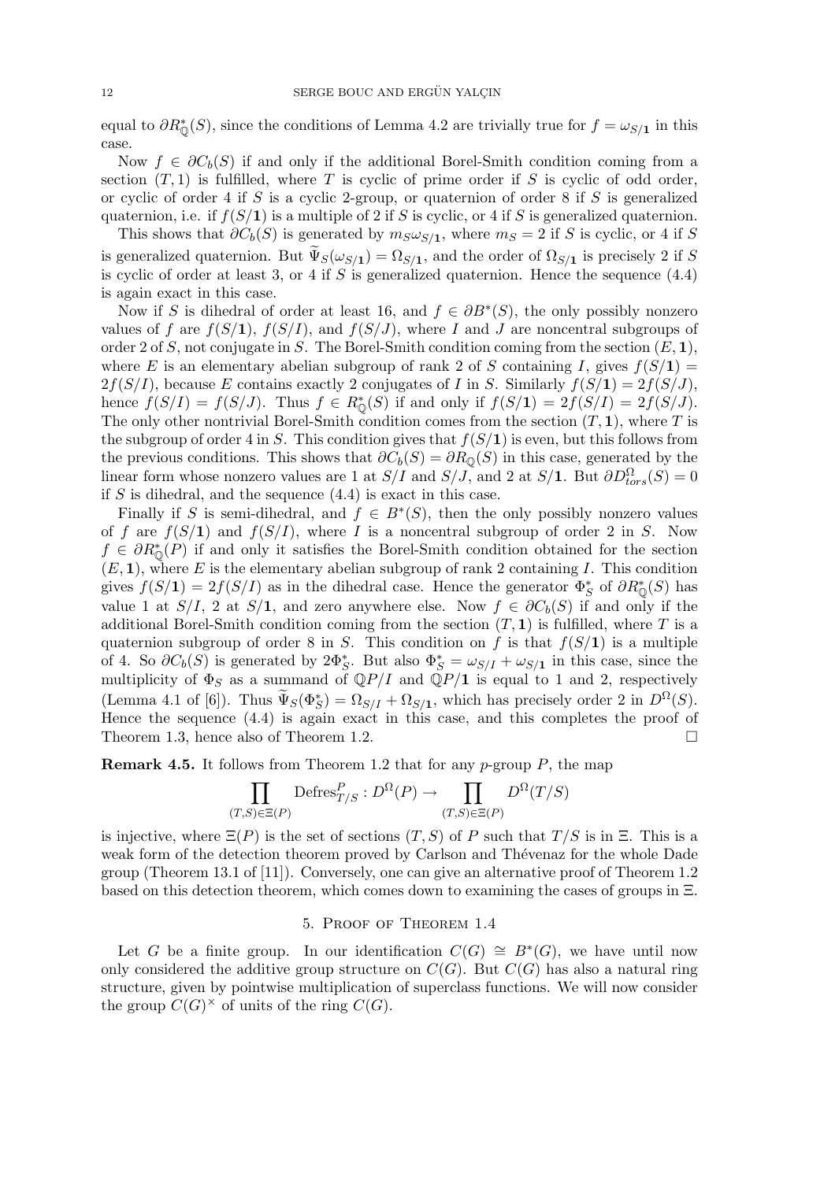equal to $\partial R^*_{\mathbb{Q}}(S)$, since the conditions of Lemma 4.2 are trivially true for $f = \omega_{S/\mathbf{1}}$ in this case.

Now $f \in \partial C_b(S)$ if and only if the additional Borel-Smith condition coming from a section $(T, 1)$ is fulfilled, where $T$ is cyclic of prime order if $S$ is cyclic of odd order, or cyclic of order 4 if $S$ is a cyclic 2-group, or quaternion of order 8 if $S$ is generalized quaternion, i.e. if $f(S/\mathbf{1})$ is a multiple of 2 if $S$ is cyclic, or 4 if $S$ is generalized quaternion.

This shows that $\partial C_b(S)$ is generated by $m_S \omega_{S/\mathbf{1}}$, where $m_S = 2$ if $S$ is cyclic, or 4 if $S$ is generalized quaternion. But $\widetilde{\Psi}_S(\omega_{S/\mathbf{1}}) = \Omega_{S/\mathbf{1}}$, and the order of $\Omega_{S/\mathbf{1}}$ is precisely 2 if $S$ is cyclic of order at least 3, or 4 if $S$ is generalized quaternion. Hence the sequence (4.4) is again exact in this case.

Now if $S$ is dihedral of order at least 16, and $f \in \partial B^*(S)$, the only possibly nonzero values of $f$ are $f(S/\mathbf{1})$, $f(S/I)$, and $f(S/J)$, where $I$ and $J$ are noncentral subgroups of order 2 of $S$, not conjugate in $S$. The Borel-Smith condition coming from the section $(E, \mathbf{1})$, where $E$ is an elementary abelian subgroup of rank 2 of $S$ containing $I$, gives $f(S/\mathbf{1}) = 2f(S/I)$, because $E$ contains exactly 2 conjugates of $I$ in $S$. Similarly $f(S/\mathbf{1}) = 2f(S/J)$, hence $f(S/I) = f(S/J)$. Thus $f \in R^*_{\mathbb{Q}}(S)$ if and only if $f(S/\mathbf{1}) = 2f(S/I) = 2f(S/J)$. The only other nontrivial Borel-Smith condition comes from the section $(T, \mathbf{1})$, where $T$ is the subgroup of order 4 in $S$. This condition gives that $f(S/\mathbf{1})$ is even, but this follows from the previous conditions. This shows that $\partial C_b(S) = \partial R_{\mathbb{Q}}(S)$ in this case, generated by the linear form whose nonzero values are 1 at $S/I$ and $S/J$, and 2 at $S/\mathbf{1}$. But $\partial D^{\Omega}_{tors}(S) = 0$ if $S$ is dihedral, and the sequence (4.4) is exact in this case.

Finally if $S$ is semi-dihedral, and $f \in B^*(S)$, then the only possibly nonzero values of $f$ are $f(S/\mathbf{1})$ and $f(S/I)$, where $I$ is a noncentral subgroup of order 2 in $S$. Now $f \in \partial R^*_{\mathbb{Q}}(P)$ if and only it satisfies the Borel-Smith condition obtained for the section $(E, \mathbf{1})$, where $E$ is the elementary abelian subgroup of rank 2 containing $I$. This condition gives $f(S/\mathbf{1}) = 2f(S/I)$ as in the dihedral case. Hence the generator $\Phi^*_S$ of $\partial R^*_{\mathbb{Q}}(S)$ has value 1 at $S/I$, 2 at $S/\mathbf{1}$, and zero anywhere else. Now $f \in \partial C_b(S)$ if and only if the additional Borel-Smith condition coming from the section $(T, \mathbf{1})$ is fulfilled, where $T$ is a quaternion subgroup of order 8 in $S$. This condition on $f$ is that $f(S/\mathbf{1})$ is a multiple of 4. So $\partial C_b(S)$ is generated by $2\Phi^*_S$. But also $\Phi^*_S = \omega_{S/I} + \omega_{S/\mathbf{1}}$ in this case, since the multiplicity of $\Phi_S$ as a summand of $\mathbb{Q}P/I$ and $\mathbb{Q}P/\mathbf{1}$ is equal to 1 and 2, respectively (Lemma 4.1 of [6]). Thus $\widetilde{\Psi}_S(\Phi^*_S) = \Omega_{S/I} + \Omega_{S/\mathbf{1}}$, which has precisely order 2 in $D^{\Omega}(S)$. Hence the sequence (4.4) is again exact in this case, and this completes the proof of Theorem 1.3, hence also of Theorem 1.2. □

**Remark 4.5.** It follows from Theorem 1.2 that for any $p$-group $P$, the map

$$\prod_{(T,S)\in\Xi(P)} \mathrm{Defres}^P_{T/S} : D^{\Omega}(P) \to \prod_{(T,S)\in\Xi(P)} D^{\Omega}(T/S)$$

is injective, where $\Xi(P)$ is the set of sections $(T, S)$ of $P$ such that $T/S$ is in $\Xi$. This is a weak form of the detection theorem proved by Carlson and Thévenaz for the whole Dade group (Theorem 13.1 of [11]). Conversely, one can give an alternative proof of Theorem 1.2 based on this detection theorem, which comes down to examining the cases of groups in $\Xi$.

## 5. Proof of Theorem 1.4

Let $G$ be a finite group. In our identification $C(G) \cong B^*(G)$, we have until now only considered the additive group structure on $C(G)$. But $C(G)$ has also a natural ring structure, given by pointwise multiplication of superclass functions. We will now consider the group $C(G)^\times$ of units of the ring $C(G)$.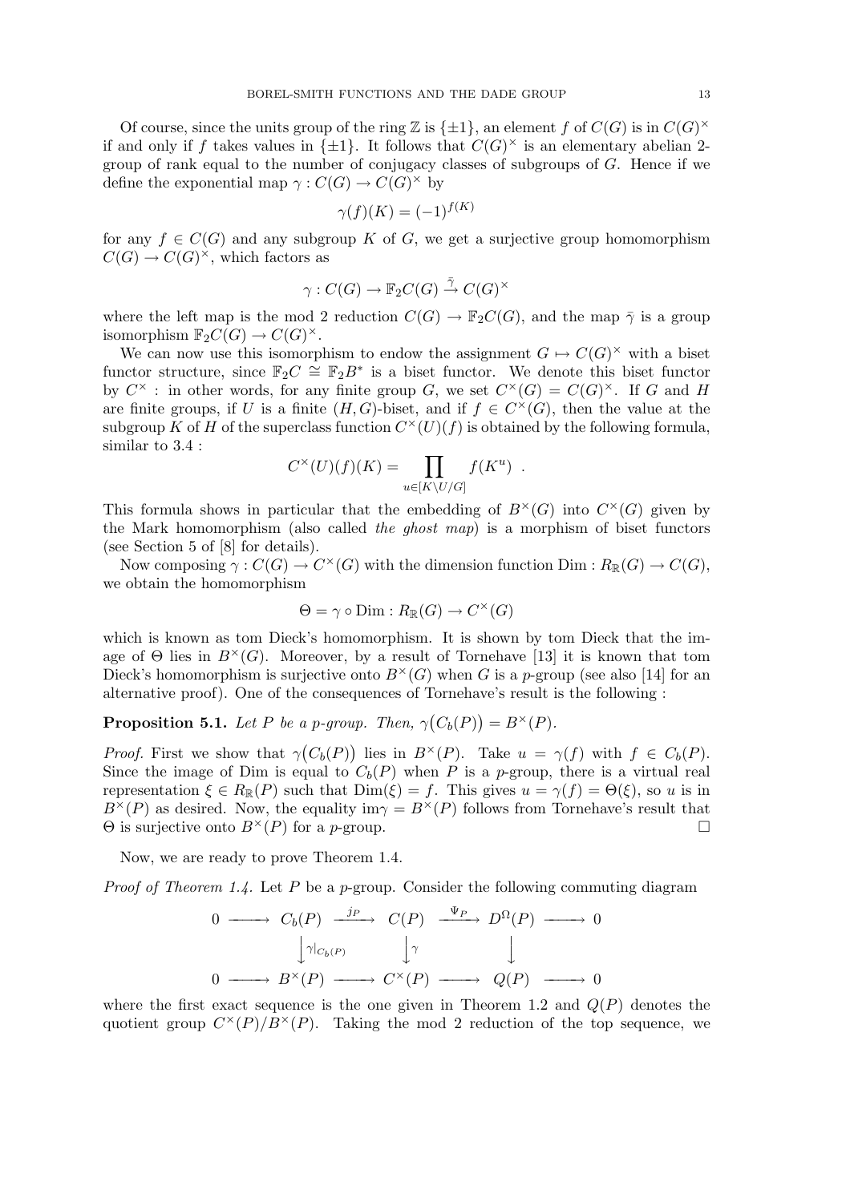Of course, since the units group of the ring $\mathbb{Z}$ is $\{\pm 1\}$, an element $f$ of $C(G)$ is in $C(G)^\times$ if and only if $f$ takes values in $\{\pm 1\}$. It follows that $C(G)^\times$ is an elementary abelian 2-group of rank equal to the number of conjugacy classes of subgroups of $G$. Hence if we define the exponential map $\gamma : C(G) \to C(G)^\times$ by

$$\gamma(f)(K) = (-1)^{f(K)}$$

for any $f \in C(G)$ and any subgroup $K$ of $G$, we get a surjective group homomorphism $C(G) \to C(G)^\times$, which factors as

$$\gamma : C(G) \to \mathbb{F}_2 C(G) \xrightarrow{\bar{\gamma}} C(G)^\times$$

where the left map is the mod 2 reduction $C(G) \to \mathbb{F}_2 C(G)$, and the map $\bar{\gamma}$ is a group isomorphism $\mathbb{F}_2 C(G) \to C(G)^\times$.

We can now use this isomorphism to endow the assignment $G \mapsto C(G)^\times$ with a biset functor structure, since $\mathbb{F}_2 C \cong \mathbb{F}_2 B^*$ is a biset functor. We denote this biset functor by $C^\times$ : in other words, for any finite group $G$, we set $C^\times(G) = C(G)^\times$. If $G$ and $H$ are finite groups, if $U$ is a finite $(H,G)$-biset, and if $f \in C^\times(G)$, then the value at the subgroup $K$ of $H$ of the superclass function $C^\times(U)(f)$ is obtained by the following formula, similar to 3.4 :

$$C^\times(U)(f)(K) = \prod_{u \in [K \backslash U / G]} f(K^u) \ .$$

This formula shows in particular that the embedding of $B^\times(G)$ into $C^\times(G)$ given by the Mark homomorphism (also called *the ghost map*) is a morphism of biset functors (see Section 5 of [8] for details).

Now composing $\gamma : C(G) \to C^\times(G)$ with the dimension function $\mathrm{Dim} : R_{\mathbb{R}}(G) \to C(G)$, we obtain the homomorphism

$$\Theta = \gamma \circ \mathrm{Dim} : R_{\mathbb{R}}(G) \to C^\times(G)$$

which is known as tom Dieck's homomorphism. It is shown by tom Dieck that the image of $\Theta$ lies in $B^\times(G)$. Moreover, by a result of Tornehave [13] it is known that tom Dieck's homomorphism is surjective onto $B^\times(G)$ when $G$ is a $p$-group (see also [14] for an alternative proof). One of the consequences of Tornehave's result is the following :

**Proposition 5.1.** *Let $P$ be a $p$-group. Then, $\gamma\big(C_b(P)\big) = B^\times(P)$.*

*Proof.* First we show that $\gamma\big(C_b(P)\big)$ lies in $B^\times(P)$. Take $u = \gamma(f)$ with $f \in C_b(P)$. Since the image of Dim is equal to $C_b(P)$ when $P$ is a $p$-group, there is a virtual real representation $\xi \in R_{\mathbb{R}}(P)$ such that $\mathrm{Dim}(\xi) = f$. This gives $u = \gamma(f) = \Theta(\xi)$, so $u$ is in $B^\times(P)$ as desired. Now, the equality $\mathrm{im}\gamma = B^\times(P)$ follows from Tornehave's result that $\Theta$ is surjective onto $B^\times(P)$ for a $p$-group. $\square$

Now, we are ready to prove Theorem 1.4.

*Proof of Theorem 1.4.* Let $P$ be a $p$-group. Consider the following commuting diagram

$$\begin{array}{ccccccccc}
0 & \longrightarrow & C_b(P) & \xrightarrow{j_P} & C(P) & \xrightarrow{\Psi_P} & D^\Omega(P) & \longrightarrow & 0 \\
 & & \big\downarrow{\scriptstyle \gamma|_{C_b(P)}} & & \big\downarrow{\scriptstyle \gamma} & & \big\downarrow & & \\
0 & \longrightarrow & B^\times(P) & \longrightarrow & C^\times(P) & \longrightarrow & Q(P) & \longrightarrow & 0
\end{array}$$

where the first exact sequence is the one given in Theorem 1.2 and $Q(P)$ denotes the quotient group $C^\times(P)/B^\times(P)$. Taking the mod 2 reduction of the top sequence, we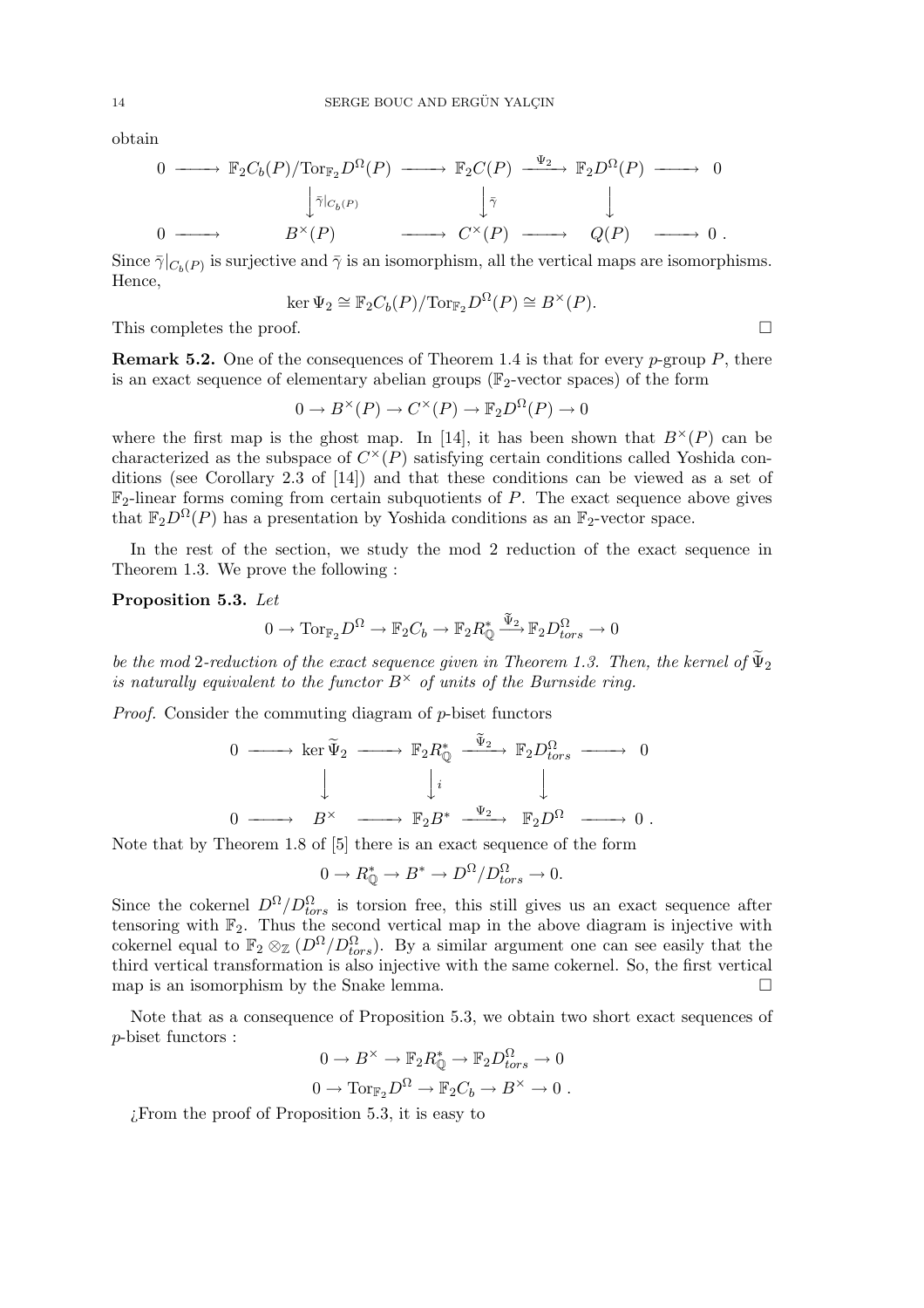obtain

$$
\begin{array}{ccccccccc}
0 & \longrightarrow & \mathbb{F}_2 C_b(P)/\mathrm{Tor}_{\mathbb{F}_2} D^\Omega(P) & \longrightarrow & \mathbb{F}_2 C(P) & \xrightarrow{\Psi_2} & \mathbb{F}_2 D^\Omega(P) & \longrightarrow & 0 \\
 & & \Big\downarrow \bar\gamma|_{C_b(P)} & & \Big\downarrow \bar\gamma & & \Big\downarrow & & \\
0 & \longrightarrow & B^\times(P) & \longrightarrow & C^\times(P) & \longrightarrow & Q(P) & \longrightarrow & 0\,.
\end{array}
$$

Since $\bar\gamma|_{C_b(P)}$ is surjective and $\bar\gamma$ is an isomorphism, all the vertical maps are isomorphisms. Hence,

$$\ker \Psi_2 \cong \mathbb{F}_2 C_b(P)/\mathrm{Tor}_{\mathbb{F}_2} D^\Omega(P) \cong B^\times(P).$$

This completes the proof. □

**Remark 5.2.** One of the consequences of Theorem 1.4 is that for every $p$-group $P$, there is an exact sequence of elementary abelian groups ($\mathbb{F}_2$-vector spaces) of the form

$$0 \to B^\times(P) \to C^\times(P) \to \mathbb{F}_2 D^\Omega(P) \to 0$$

where the first map is the ghost map. In [14], it has been shown that $B^\times(P)$ can be characterized as the subspace of $C^\times(P)$ satisfying certain conditions called Yoshida conditions (see Corollary 2.3 of [14]) and that these conditions can be viewed as a set of $\mathbb{F}_2$-linear forms coming from certain subquotients of $P$. The exact sequence above gives that $\mathbb{F}_2 D^\Omega(P)$ has a presentation by Yoshida conditions as an $\mathbb{F}_2$-vector space.

In the rest of the section, we study the mod 2 reduction of the exact sequence in Theorem 1.3. We prove the following :

**Proposition 5.3.** *Let*

$$0 \to \mathrm{Tor}_{\mathbb{F}_2} D^\Omega \to \mathbb{F}_2 C_b \to \mathbb{F}_2 R^*_{\mathbb{Q}} \xrightarrow{\widetilde\Psi_2} \mathbb{F}_2 D^\Omega_{tors} \to 0$$

*be the mod 2-reduction of the exact sequence given in Theorem 1.3. Then, the kernel of $\widetilde\Psi_2$ is naturally equivalent to the functor $B^\times$ of units of the Burnside ring.*

*Proof.* Consider the commuting diagram of $p$-biset functors

$$
\begin{array}{ccccccccc}
0 & \longrightarrow & \ker \widetilde\Psi_2 & \longrightarrow & \mathbb{F}_2 R^*_{\mathbb{Q}} & \xrightarrow{\widetilde\Psi_2} & \mathbb{F}_2 D^\Omega_{tors} & \longrightarrow & 0 \\
 & & \Big\downarrow & & \Big\downarrow i & & \Big\downarrow & & \\
0 & \longrightarrow & B^\times & \longrightarrow & \mathbb{F}_2 B^* & \xrightarrow{\Psi_2} & \mathbb{F}_2 D^\Omega & \longrightarrow & 0\,.
\end{array}
$$

Note that by Theorem 1.8 of [5] there is an exact sequence of the form

$$0 \to R^*_{\mathbb{Q}} \to B^* \to D^\Omega/D^\Omega_{tors} \to 0.$$

Since the cokernel $D^\Omega/D^\Omega_{tors}$ is torsion free, this still gives us an exact sequence after tensoring with $\mathbb{F}_2$. Thus the second vertical map in the above diagram is injective with cokernel equal to $\mathbb{F}_2 \otimes_{\mathbb{Z}} (D^\Omega/D^\Omega_{tors})$. By a similar argument one can see easily that the third vertical transformation is also injective with the same cokernel. So, the first vertical map is an isomorphism by the Snake lemma. □

Note that as a consequence of Proposition 5.3, we obtain two short exact sequences of $p$-biset functors :

$$0 \to B^\times \to \mathbb{F}_2 R^*_{\mathbb{Q}} \to \mathbb{F}_2 D^\Omega_{tors} \to 0$$

$$0 \to \mathrm{Tor}_{\mathbb{F}_2} D^\Omega \to \mathbb{F}_2 C_b \to B^\times \to 0\,.$$

¿From the proof of Proposition 5.3, it is easy to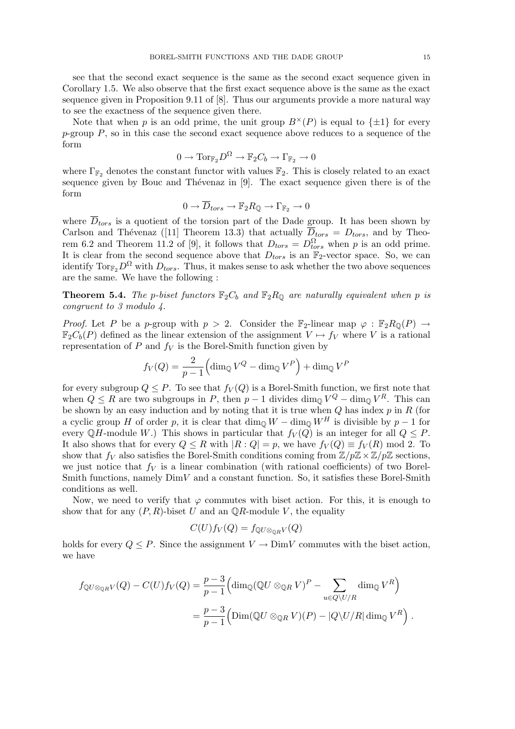see that the second exact sequence is the same as the second exact sequence given in Corollary 1.5. We also observe that the first exact sequence above is the same as the exact sequence given in Proposition 9.11 of [8]. Thus our arguments provide a more natural way to see the exactness of the sequence given there.

Note that when $p$ is an odd prime, the unit group $B^\times(P)$ is equal to $\{\pm 1\}$ for every $p$-group $P$, so in this case the second exact sequence above reduces to a sequence of the form

$$0 \to \mathrm{Tor}_{\mathbb{F}_2} D^\Omega \to \mathbb{F}_2 C_b \to \Gamma_{\mathbb{F}_2} \to 0$$

where $\Gamma_{\mathbb{F}_2}$ denotes the constant functor with values $\mathbb{F}_2$. This is closely related to an exact sequence given by Bouc and Thévenaz in [9]. The exact sequence given there is of the form

$$0 \to \overline{D}_{tors} \to \mathbb{F}_2 R_{\mathbb{Q}} \to \Gamma_{\mathbb{F}_2} \to 0$$

where $\overline{D}_{tors}$ is a quotient of the torsion part of the Dade group. It has been shown by Carlson and Thévenaz ([11] Theorem 13.3) that actually $\overline{D}_{tors} = D_{tors}$, and by Theorem 6.2 and Theorem 11.2 of [9], it follows that $D_{tors} = D^\Omega_{tors}$ when $p$ is an odd prime. It is clear from the second sequence above that $D_{tors}$ is an $\mathbb{F}_2$-vector space. So, we can identify $\mathrm{Tor}_{\mathbb{F}_2} D^\Omega$ with $D_{tors}$. Thus, it makes sense to ask whether the two above sequences are the same. We have the following :

**Theorem 5.4.** *The $p$-biset functors $\mathbb{F}_2 C_b$ and $\mathbb{F}_2 R_{\mathbb{Q}}$ are naturally equivalent when $p$ is congruent to 3 modulo 4.*

*Proof.* Let $P$ be a $p$-group with $p > 2$. Consider the $\mathbb{F}_2$-linear map $\varphi : \mathbb{F}_2 R_{\mathbb{Q}}(P) \to \mathbb{F}_2 C_b(P)$ defined as the linear extension of the assignment $V \mapsto f_V$ where $V$ is a rational representation of $P$ and $f_V$ is the Borel-Smith function given by

$$f_V(Q) = \frac{2}{p-1}\Big(\dim_{\mathbb{Q}} V^Q - \dim_{\mathbb{Q}} V^P\Big) + \dim_{\mathbb{Q}} V^P$$

for every subgroup $Q \leq P$. To see that $f_V(Q)$ is a Borel-Smith function, we first note that when $Q \leq R$ are two subgroups in $P$, then $p-1$ divides $\dim_{\mathbb{Q}} V^Q - \dim_{\mathbb{Q}} V^R$. This can be shown by an easy induction and by noting that it is true when $Q$ has index $p$ in $R$ (for a cyclic group $H$ of order $p$, it is clear that $\dim_{\mathbb{Q}} W - \dim_{\mathbb{Q}} W^H$ is divisible by $p-1$ for every $\mathbb{Q}H$-module $W$.) This shows in particular that $f_V(Q)$ is an integer for all $Q \leq P$. It also shows that for every $Q \leq R$ with $|R : Q| = p$, we have $f_V(Q) \equiv f_V(R) \bmod 2$. To show that $f_V$ also satisfies the Borel-Smith conditions coming from $\mathbb{Z}/p\mathbb{Z} \times \mathbb{Z}/p\mathbb{Z}$ sections, we just notice that $f_V$ is a linear combination (with rational coefficients) of two Borel-Smith functions, namely $\mathrm{Dim} V$ and a constant function. So, it satisfies these Borel-Smith conditions as well.

Now, we need to verify that $\varphi$ commutes with biset action. For this, it is enough to show that for any $(P, R)$-biset $U$ and an $\mathbb{Q}R$-module $V$, the equality

$$C(U) f_V(Q) = f_{\mathbb{Q}U \otimes_{\mathbb{Q}R} V}(Q)$$

holds for every $Q \leq P$. Since the assignment $V \to \mathrm{Dim} V$ commutes with the biset action, we have

$$\begin{aligned}
f_{\mathbb{Q}U \otimes_{\mathbb{Q}R} V}(Q) - C(U) f_V(Q) &= \frac{p-3}{p-1}\Big(\dim_{\mathbb{Q}}(\mathbb{Q}U \otimes_{\mathbb{Q}R} V)^P - \sum_{u \in Q \backslash U / R} \dim_{\mathbb{Q}} V^R\Big) \\
&= \frac{p-3}{p-1}\Big(\mathrm{Dim}(\mathbb{Q}U \otimes_{\mathbb{Q}R} V)(P) - |Q \backslash U / R| \dim_{\mathbb{Q}} V^R\Big) .
\end{aligned}$$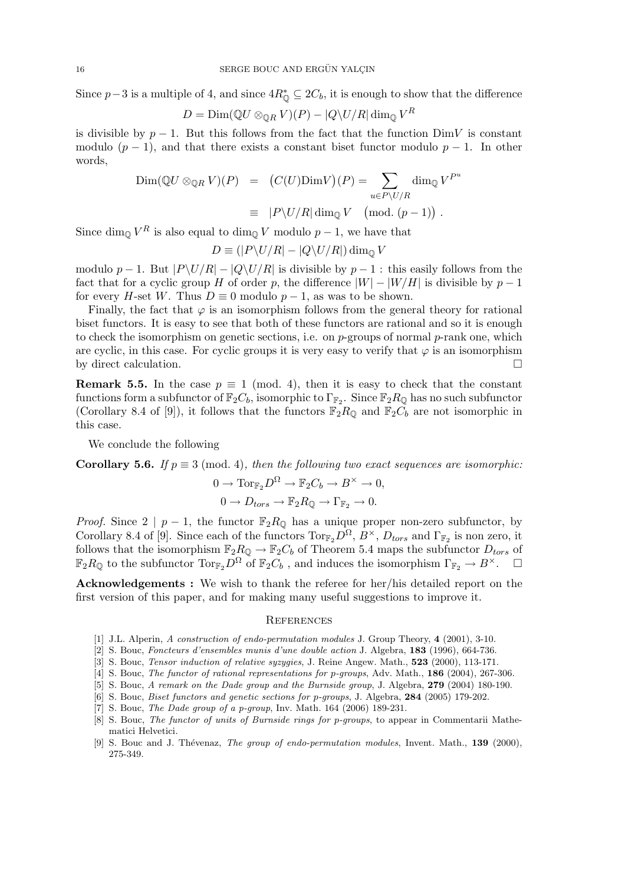Since $p-3$ is a multiple of 4, and since $4R_{\mathbb{Q}}^* \subseteq 2C_b$, it is enough to show that the difference

$$D = \mathrm{Dim}(\mathbb{Q}U \otimes_{\mathbb{Q}R} V)(P) - |Q\backslash U/R| \dim_{\mathbb{Q}} V^R$$

is divisible by $p-1$. But this follows from the fact that the function $\mathrm{Dim}V$ is constant modulo $(p-1)$, and that there exists a constant biset functor modulo $p-1$. In other words,

$$\begin{aligned}\mathrm{Dim}(\mathbb{Q}U \otimes_{\mathbb{Q}R} V)(P) &= \big(C(U)\mathrm{Dim}V\big)(P) = \sum_{u \in P\backslash U/R} \dim_{\mathbb{Q}} V^{P^u} \\ &\equiv |P\backslash U/R| \dim_{\mathbb{Q}} V \quad \big(\mathrm{mod.}\ (p-1)\big)\ .\end{aligned}$$

Since $\dim_{\mathbb{Q}} V^R$ is also equal to $\dim_{\mathbb{Q}} V$ modulo $p-1$, we have that

$$D \equiv (|P\backslash U/R| - |Q\backslash U/R|) \dim_{\mathbb{Q}} V$$

modulo $p-1$. But $|P\backslash U/R| - |Q\backslash U/R|$ is divisible by $p-1$ : this easily follows from the fact that for a cyclic group $H$ of order $p$, the difference $|W| - |W/H|$ is divisible by $p-1$ for every $H$-set $W$. Thus $D \equiv 0$ modulo $p-1$, as was to be shown.

Finally, the fact that $\varphi$ is an isomorphism follows from the general theory for rational biset functors. It is easy to see that both of these functors are rational and so it is enough to check the isomorphism on genetic sections, i.e. on $p$-groups of normal $p$-rank one, which are cyclic, in this case. For cyclic groups it is very easy to verify that $\varphi$ is an isomorphism by direct calculation. □

**Remark 5.5.** In the case $p \equiv 1$ (mod. 4), then it is easy to check that the constant functions form a subfunctor of $\mathbb{F}_2C_b$, isomorphic to $\Gamma_{\mathbb{F}_2}$. Since $\mathbb{F}_2R_{\mathbb{Q}}$ has no such subfunctor (Corollary 8.4 of [9]), it follows that the functors $\mathbb{F}_2R_{\mathbb{Q}}$ and $\mathbb{F}_2C_b$ are not isomorphic in this case.

We conclude the following

**Corollary 5.6.** *If $p \equiv 3$ (mod. 4), then the following two exact sequences are isomorphic:*

$$0 \to \mathrm{Tor}_{\mathbb{F}_2} D^{\Omega} \to \mathbb{F}_2C_b \to B^{\times} \to 0,$$

$$0 \to D_{tors} \to \mathbb{F}_2R_{\mathbb{Q}} \to \Gamma_{\mathbb{F}_2} \to 0.$$

*Proof.* Since $2 \mid p-1$, the functor $\mathbb{F}_2R_{\mathbb{Q}}$ has a unique proper non-zero subfunctor, by Corollary 8.4 of [9]. Since each of the functors $\mathrm{Tor}_{\mathbb{F}_2}D^{\Omega}$, $B^{\times}$, $D_{tors}$ and $\Gamma_{\mathbb{F}_2}$ is non zero, it follows that the isomorphism $\mathbb{F}_2R_{\mathbb{Q}} \to \mathbb{F}_2C_b$ of Theorem 5.4 maps the subfunctor $D_{tors}$ of $\mathbb{F}_2R_{\mathbb{Q}}$ to the subfunctor $\mathrm{Tor}_{\mathbb{F}_2}D^{\Omega}$ of $\mathbb{F}_2C_b$ , and induces the isomorphism $\Gamma_{\mathbb{F}_2} \to B^{\times}$. □

**Acknowledgements :** We wish to thank the referee for her/his detailed report on the first version of this paper, and for making many useful suggestions to improve it.

## References

[1] J.L. Alperin, *A construction of endo-permutation modules* J. Group Theory, **4** (2001), 3-10.

[2] S. Bouc, *Foncteurs d'ensembles munis d'une double action* J. Algebra, **183** (1996), 664-736.

[3] S. Bouc, *Tensor induction of relative syzygies*, J. Reine Angew. Math., **523** (2000), 113-171.

[4] S. Bouc, *The functor of rational representations for p-groups*, Adv. Math., **186** (2004), 267-306.

[5] S. Bouc, *A remark on the Dade group and the Burnside group*, J. Algebra, **279** (2004) 180-190.

[6] S. Bouc, *Biset functors and genetic sections for p-groups*, J. Algebra, **284** (2005) 179-202.

[7] S. Bouc, *The Dade group of a p-group*, Inv. Math. 164 (2006) 189-231.

[8] S. Bouc, *The functor of units of Burnside rings for p-groups*, to appear in Commentarii Mathematici Helvetici.

[9] S. Bouc and J. Thévenaz, *The group of endo-permutation modules*, Invent. Math., **139** (2000), 275-349.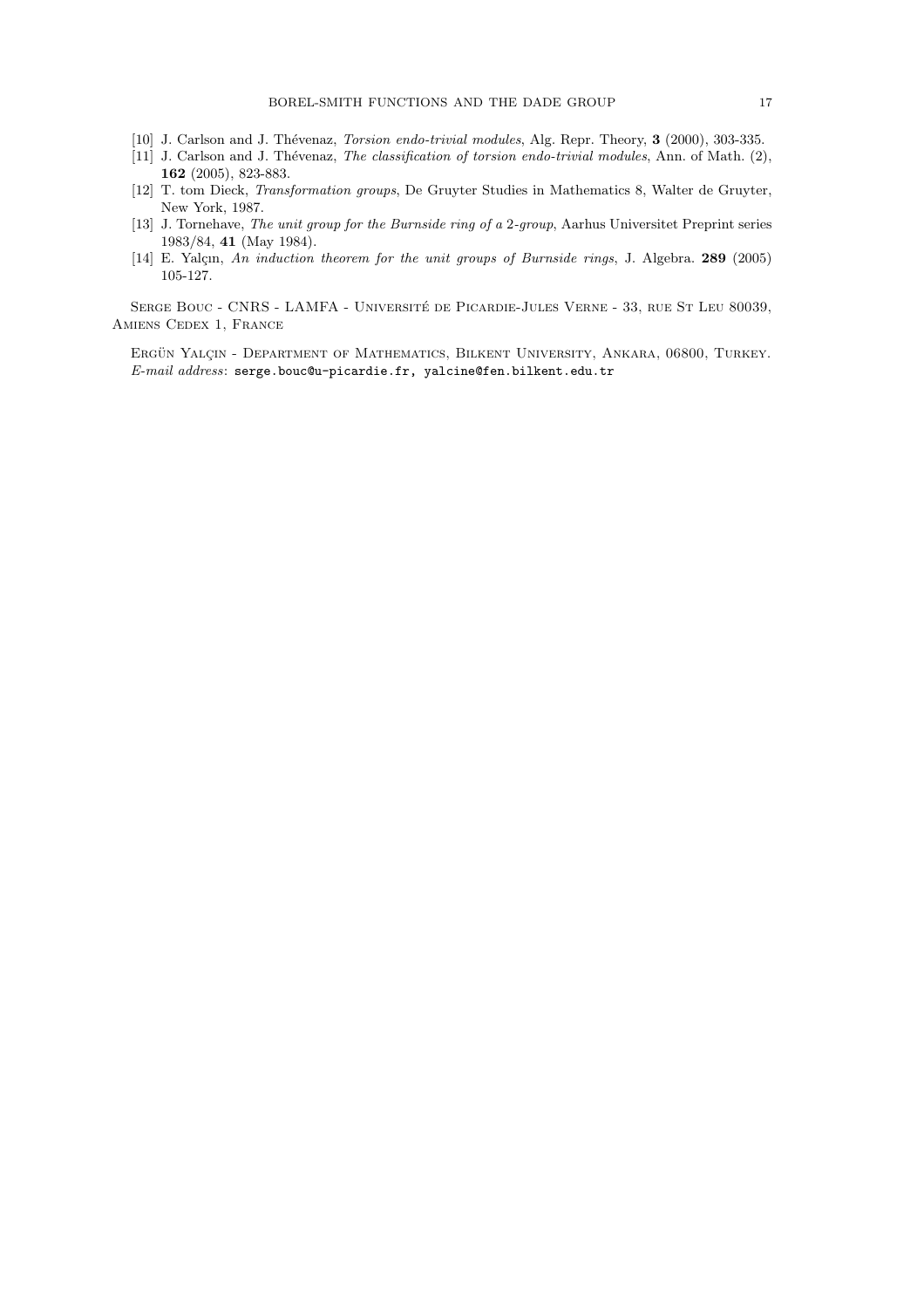[10] J. Carlson and J. Thévenaz, *Torsion endo-trivial modules*, Alg. Repr. Theory, **3** (2000), 303-335.

[11] J. Carlson and J. Thévenaz, *The classification of torsion endo-trivial modules*, Ann. of Math. (2), **162** (2005), 823-883.

[12] T. tom Dieck, *Transformation groups*, De Gruyter Studies in Mathematics 8, Walter de Gruyter, New York, 1987.

[13] J. Tornehave, *The unit group for the Burnside ring of a* 2*-group*, Aarhus Universitet Preprint series 1983/84, **41** (May 1984).

[14] E. Yalçın, *An induction theorem for the unit groups of Burnside rings*, J. Algebra. **289** (2005) 105-127.

Serge Bouc - CNRS - LAMFA - Université de Picardie-Jules Verne - 33, rue St Leu 80039, Amiens Cedex 1, France

Ergün Yalçın - Department of Mathematics, Bilkent University, Ankara, 06800, Turkey.
*E-mail address*: serge.bouc@u-picardie.fr, yalcine@fen.bilkent.edu.tr